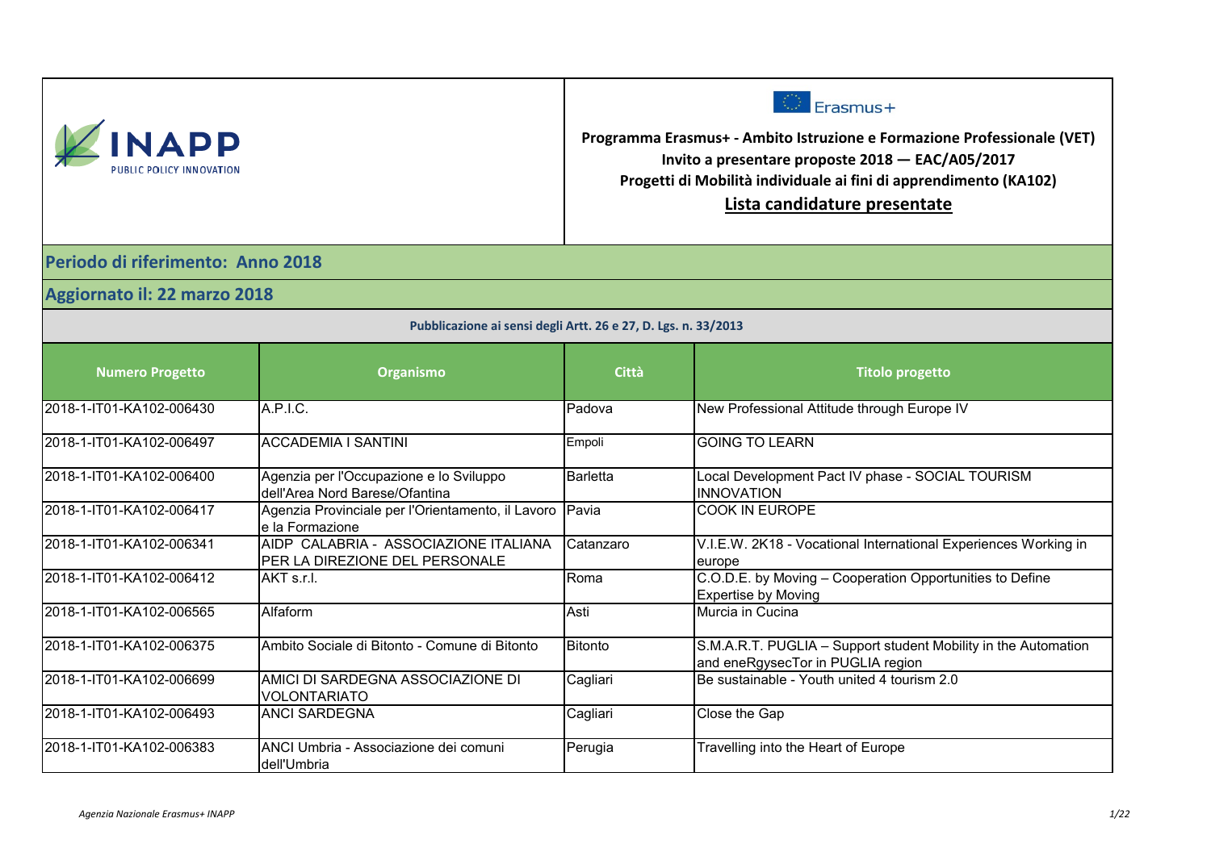INAPP
PUBLIC POLICY INNOVATION

Erasmus+

**Programma Erasmus+ - Ambito Istruzione e Formazione Professionale (VET)**
**Invito a presentare proposte 2018 — EAC/A05/2017**
**Progetti di Mobilità individuale ai fini di apprendimento (KA102)**

## Lista candidature presentate

## Periodo di riferimento: Anno 2018

## Aggiornato il: 22 marzo 2018

**Pubblicazione ai sensi degli Artt. 26 e 27, D. Lgs. n. 33/2013**

| Numero Progetto | Organismo | Città | Titolo progetto |
|---|---|---|---|
| 2018-1-IT01-KA102-006430 | A.P.I.C. | Padova | New Professional Attitude through Europe IV |
| 2018-1-IT01-KA102-006497 | ACCADEMIA I SANTINI | Empoli | GOING TO LEARN |
| 2018-1-IT01-KA102-006400 | Agenzia per l'Occupazione e lo Sviluppo dell'Area Nord Barese/Ofantina | Barletta | Local Development Pact IV phase - SOCIAL TOURISM INNOVATION |
| 2018-1-IT01-KA102-006417 | Agenzia Provinciale per l'Orientamento, il Lavoro e la Formazione | Pavia | COOK IN EUROPE |
| 2018-1-IT01-KA102-006341 | AIDP CALABRIA - ASSOCIAZIONE ITALIANA PER LA DIREZIONE DEL PERSONALE | Catanzaro | V.I.E.W. 2K18 - Vocational International Experiences Working in europe |
| 2018-1-IT01-KA102-006412 | AKT s.r.l. | Roma | C.O.D.E. by Moving – Cooperation Opportunities to Define Expertise by Moving |
| 2018-1-IT01-KA102-006565 | Alfaform | Asti | Murcia in Cucina |
| 2018-1-IT01-KA102-006375 | Ambito Sociale di Bitonto - Comune di Bitonto | Bitonto | S.M.A.R.T. PUGLIA – Support student Mobility in the Automation and eneRgysecTor in PUGLIA region |
| 2018-1-IT01-KA102-006699 | AMICI DI SARDEGNA ASSOCIAZIONE DI VOLONTARIATO | Cagliari | Be sustainable - Youth united 4 tourism 2.0 |
| 2018-1-IT01-KA102-006493 | ANCI SARDEGNA | Cagliari | Close the Gap |
| 2018-1-IT01-KA102-006383 | ANCI Umbria - Associazione dei comuni dell'Umbria | Perugia | Travelling into the Heart of Europe |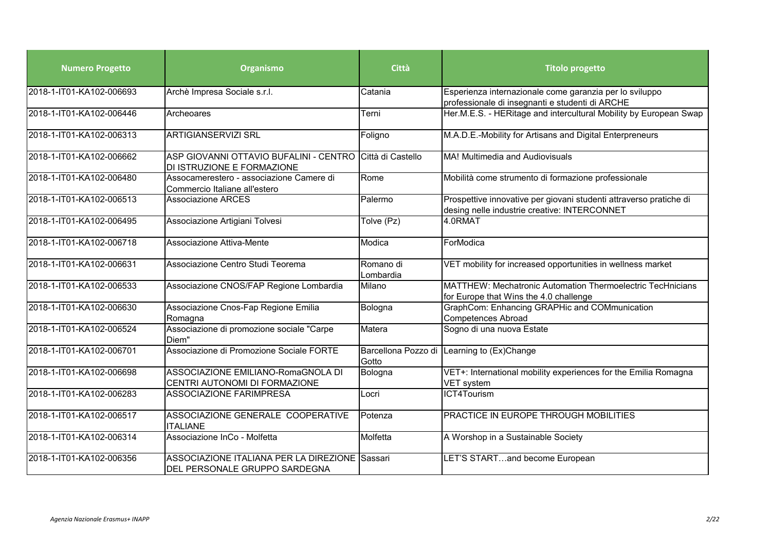| Numero Progetto | Organismo | Città | Titolo progetto |
|---|---|---|---|
| 2018-1-IT01-KA102-006693 | Archè Impresa Sociale s.r.l. | Catania | Esperienza internazionale come garanzia per lo sviluppo professionale di insegnanti e studenti di ARCHE |
| 2018-1-IT01-KA102-006446 | Archeoares | Terni | Her.M.E.S. - HERitage and intercultural Mobility by European Swap |
| 2018-1-IT01-KA102-006313 | ARTIGIANSERVIZI SRL | Foligno | M.A.D.E.-Mobility for Artisans and Digital Enterpreneurs |
| 2018-1-IT01-KA102-006662 | ASP GIOVANNI OTTAVIO BUFALINI - CENTRO DI ISTRUZIONE E FORMAZIONE | Città di Castello | MA! Multimedia and Audiovisuals |
| 2018-1-IT01-KA102-006480 | Assocamerestero - associazione Camere di Commercio Italiane all'estero | Rome | Mobilità come strumento di formazione professionale |
| 2018-1-IT01-KA102-006513 | Associazione ARCES | Palermo | Prospettive innovative per giovani studenti attraverso pratiche di desing nelle industrie creative: INTERCONNET |
| 2018-1-IT01-KA102-006495 | Associazione Artigiani Tolvesi | Tolve (Pz) | 4.0RMAT |
| 2018-1-IT01-KA102-006718 | Associazione Attiva-Mente | Modica | ForModica |
| 2018-1-IT01-KA102-006631 | Associazione Centro Studi Teorema | Romano di Lombardia | VET mobility for increased opportunities in wellness market |
| 2018-1-IT01-KA102-006533 | Associazione CNOS/FAP Regione Lombardia | Milano | MATTHEW: Mechatronic Automation Thermoelectric TecHnicians for Europe that Wins the 4.0 challenge |
| 2018-1-IT01-KA102-006630 | Associazione Cnos-Fap Regione Emilia Romagna | Bologna | GraphCom: Enhancing GRAPHic and COMmunication Competences Abroad |
| 2018-1-IT01-KA102-006524 | Associazione di promozione sociale "Carpe Diem" | Matera | Sogno di una nuova Estate |
| 2018-1-IT01-KA102-006701 | Associazione di Promozione Sociale FORTE | Barcellona Pozzo di Gotto | Learning to (Ex)Change |
| 2018-1-IT01-KA102-006698 | ASSOCIAZIONE EMILIANO-RomaGNOLA DI CENTRI AUTONOMI DI FORMAZIONE | Bologna | VET+: International mobility experiences for the Emilia Romagna VET system |
| 2018-1-IT01-KA102-006283 | ASSOCIAZIONE FARIMPRESA | Locri | ICT4Tourism |
| 2018-1-IT01-KA102-006517 | ASSOCIAZIONE GENERALE COOPERATIVE ITALIANE | Potenza | PRACTICE IN EUROPE THROUGH MOBILITIES |
| 2018-1-IT01-KA102-006314 | Associazione InCo - Molfetta | Molfetta | A Worshop in a Sustainable Society |
| 2018-1-IT01-KA102-006356 | ASSOCIAZIONE ITALIANA PER LA DIREZIONE DEL PERSONALE GRUPPO SARDEGNA | Sassari | LET'S START…and become European |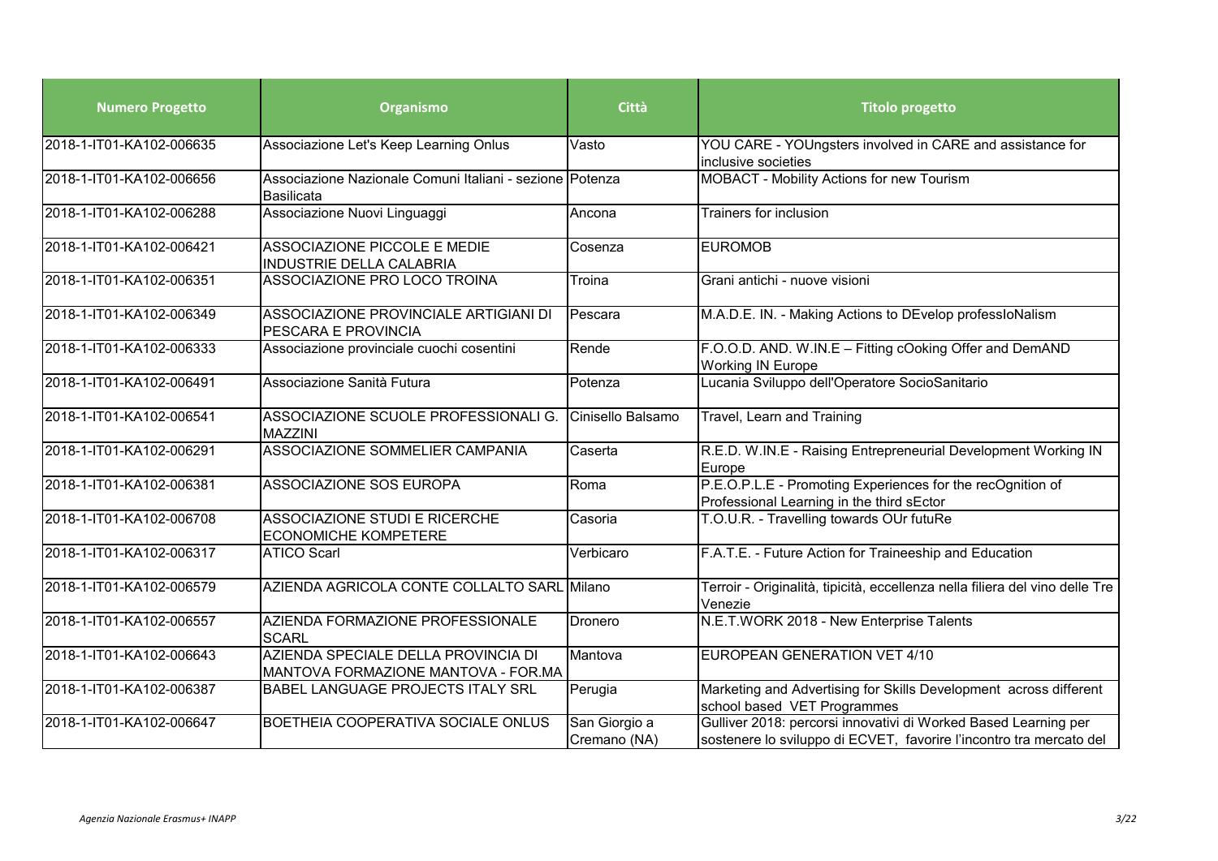| Numero Progetto | Organismo | Città | Titolo progetto |
|---|---|---|---|
| 2018-1-IT01-KA102-006635 | Associazione Let's Keep Learning Onlus | Vasto | YOU CARE - YOUngsters involved in CARE and assistance for inclusive societies |
| 2018-1-IT01-KA102-006656 | Associazione Nazionale Comuni Italiani - sezione Basilicata | Potenza | MOBACT - Mobility Actions for new Tourism |
| 2018-1-IT01-KA102-006288 | Associazione Nuovi Linguaggi | Ancona | Trainers for inclusion |
| 2018-1-IT01-KA102-006421 | ASSOCIAZIONE PICCOLE E MEDIE INDUSTRIE DELLA CALABRIA | Cosenza | EUROMOB |
| 2018-1-IT01-KA102-006351 | ASSOCIAZIONE PRO LOCO TROINA | Troina | Grani antichi - nuove visioni |
| 2018-1-IT01-KA102-006349 | ASSOCIAZIONE PROVINCIALE ARTIGIANI DI PESCARA E PROVINCIA | Pescara | M.A.D.E. IN. - Making Actions to DEvelop professIoNalism |
| 2018-1-IT01-KA102-006333 | Associazione provinciale cuochi cosentini | Rende | F.O.O.D. AND. W.IN.E – Fitting cOoking Offer and DemAND Working IN Europe |
| 2018-1-IT01-KA102-006491 | Associazione Sanità Futura | Potenza | Lucania Sviluppo dell'Operatore SocioSanitario |
| 2018-1-IT01-KA102-006541 | ASSOCIAZIONE SCUOLE PROFESSIONALI G. MAZZINI | Cinisello Balsamo | Travel, Learn and Training |
| 2018-1-IT01-KA102-006291 | ASSOCIAZIONE SOMMELIER CAMPANIA | Caserta | R.E.D. W.IN.E - Raising Entrepreneurial Development Working IN Europe |
| 2018-1-IT01-KA102-006381 | ASSOCIAZIONE SOS EUROPA | Roma | P.E.O.P.L.E - Promoting Experiences for the recOgnition of Professional Learning in the third sEctor |
| 2018-1-IT01-KA102-006708 | ASSOCIAZIONE STUDI E RICERCHE ECONOMICHE KOMPETERE | Casoria | T.O.U.R. - Travelling towards OUr futuRe |
| 2018-1-IT01-KA102-006317 | ATICO Scarl | Verbicaro | F.A.T.E. - Future Action for Traineeship and Education |
| 2018-1-IT01-KA102-006579 | AZIENDA AGRICOLA CONTE COLLALTO SARL | Milano | Terroir - Originalità, tipicità, eccellenza nella filiera del vino delle Tre Venezie |
| 2018-1-IT01-KA102-006557 | AZIENDA FORMAZIONE PROFESSIONALE SCARL | Dronero | N.E.T.WORK 2018 - New Enterprise Talents |
| 2018-1-IT01-KA102-006643 | AZIENDA SPECIALE DELLA PROVINCIA DI MANTOVA FORMAZIONE MANTOVA - FOR.MA | Mantova | EUROPEAN GENERATION VET 4/10 |
| 2018-1-IT01-KA102-006387 | BABEL LANGUAGE PROJECTS ITALY SRL | Perugia | Marketing and Advertising for Skills Development across different school based VET Programmes |
| 2018-1-IT01-KA102-006647 | BOETHEIA COOPERATIVA SOCIALE ONLUS | San Giorgio a Cremano (NA) | Gulliver 2018: percorsi innovativi di Worked Based Learning per sostenere lo sviluppo di ECVET, favorire l'incontro tra mercato del |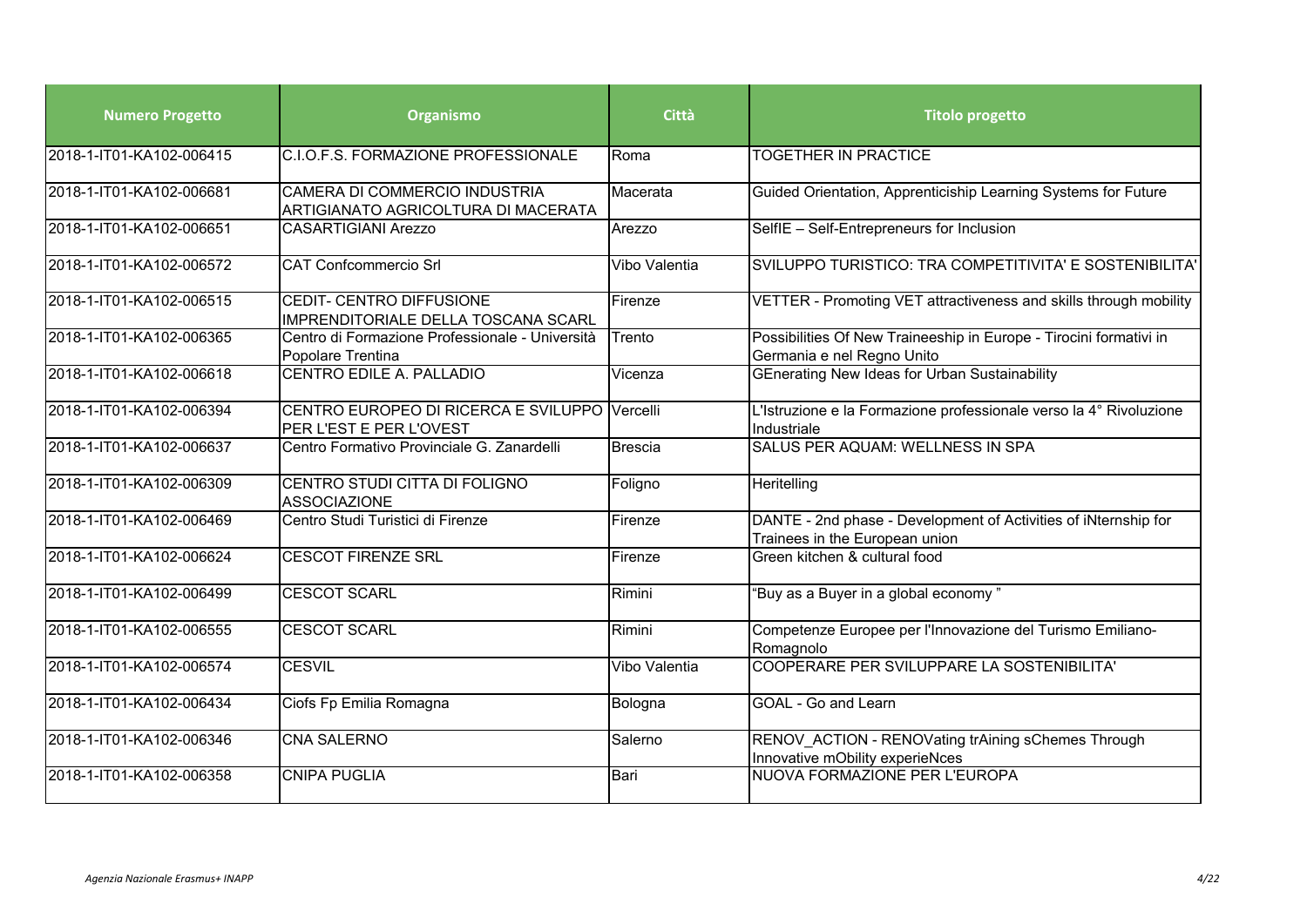| Numero Progetto | Organismo | Città | Titolo progetto |
|---|---|---|---|
| 2018-1-IT01-KA102-006415 | C.I.O.F.S. FORMAZIONE PROFESSIONALE | Roma | TOGETHER IN PRACTICE |
| 2018-1-IT01-KA102-006681 | CAMERA DI COMMERCIO INDUSTRIA ARTIGIANATO AGRICOLTURA DI MACERATA | Macerata | Guided Orientation, Apprenticiship Learning Systems for Future |
| 2018-1-IT01-KA102-006651 | CASARTIGIANI Arezzo | Arezzo | SelfIE – Self-Entrepreneurs for Inclusion |
| 2018-1-IT01-KA102-006572 | CAT Confcommercio Srl | Vibo Valentia | SVILUPPO TURISTICO: TRA COMPETITIVITA' E SOSTENIBILITA' |
| 2018-1-IT01-KA102-006515 | CEDIT- CENTRO DIFFUSIONE IMPRENDITORIALE DELLA TOSCANA SCARL | Firenze | VETTER - Promoting VET attractiveness and skills through mobility |
| 2018-1-IT01-KA102-006365 | Centro di Formazione Professionale - Università Popolare Trentina | Trento | Possibilities Of New Traineeship in Europe - Tirocini formativi in Germania e nel Regno Unito |
| 2018-1-IT01-KA102-006618 | CENTRO EDILE A. PALLADIO | Vicenza | GEnerating New Ideas for Urban Sustainability |
| 2018-1-IT01-KA102-006394 | CENTRO EUROPEO DI RICERCA E SVILUPPO PER L'EST E PER L'OVEST | Vercelli | L'Istruzione e la Formazione professionale verso la 4° Rivoluzione Industriale |
| 2018-1-IT01-KA102-006637 | Centro Formativo Provinciale G. Zanardelli | Brescia | SALUS PER AQUAM: WELLNESS IN SPA |
| 2018-1-IT01-KA102-006309 | CENTRO STUDI CITTA DI FOLIGNO ASSOCIAZIONE | Foligno | Heritelling |
| 2018-1-IT01-KA102-006469 | Centro Studi Turistici di Firenze | Firenze | DANTE - 2nd phase - Development of Activities of iNternship for Trainees in the European union |
| 2018-1-IT01-KA102-006624 | CESCOT FIRENZE SRL | Firenze | Green kitchen & cultural food |
| 2018-1-IT01-KA102-006499 | CESCOT SCARL | Rimini | "Buy as a Buyer in a global economy " |
| 2018-1-IT01-KA102-006555 | CESCOT SCARL | Rimini | Competenze Europee per l'Innovazione del Turismo Emiliano-Romagnolo |
| 2018-1-IT01-KA102-006574 | CESVIL | Vibo Valentia | COOPERARE PER SVILUPPARE LA SOSTENIBILITA' |
| 2018-1-IT01-KA102-006434 | Ciofs Fp Emilia Romagna | Bologna | GOAL - Go and Learn |
| 2018-1-IT01-KA102-006346 | CNA SALERNO | Salerno | RENOV_ACTION - RENOVating trAining sChemes Through Innovative mObility experieNces |
| 2018-1-IT01-KA102-006358 | CNIPA PUGLIA | Bari | NUOVA FORMAZIONE PER L'EUROPA |

*Agenzia Nazionale Erasmus+ INAPP*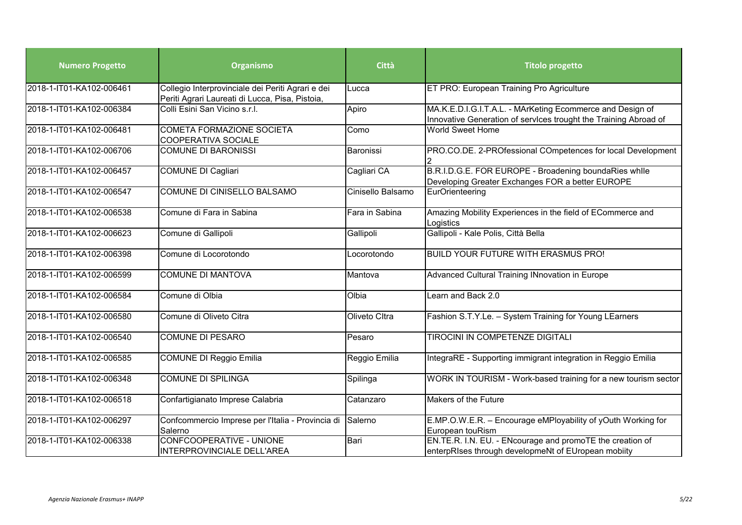| Numero Progetto | Organismo | Città | Titolo progetto |
| --- | --- | --- | --- |
| 2018-1-IT01-KA102-006461 | Collegio Interprovinciale dei Periti Agrari e dei Periti Agrari Laureati di Lucca, Pisa, Pistoia, | Lucca | ET PRO: European Training Pro Agriculture |
| 2018-1-IT01-KA102-006384 | Colli Esini San Vicino s.r.l. | Apiro | MA.K.E.D.I.G.I.T.A.L. - MArKeting Ecommerce and Design of Innovative Generation of servIces trought the Training Abroad of |
| 2018-1-IT01-KA102-006481 | COMETA FORMAZIONE SOCIETA COOPERATIVA SOCIALE | Como | World Sweet Home |
| 2018-1-IT01-KA102-006706 | COMUNE DI BARONISSI | Baronissi | PRO.CO.DE. 2-PROfessional COmpetences for local Development 2 |
| 2018-1-IT01-KA102-006457 | COMUNE DI Cagliari | Cagliari CA | B.R.I.D.G.E. FOR EUROPE - Broadening boundaRies whIle Developing Greater Exchanges FOR a better EUROPE |
| 2018-1-IT01-KA102-006547 | COMUNE DI CINISELLO BALSAMO | Cinisello Balsamo | EurOrienteering |
| 2018-1-IT01-KA102-006538 | Comune di Fara in Sabina | Fara in Sabina | Amazing Mobility Experiences in the field of ECommerce and Logistics |
| 2018-1-IT01-KA102-006623 | Comune di Gallipoli | Gallipoli | Gallipoli - Kale Polis, Città Bella |
| 2018-1-IT01-KA102-006398 | Comune di Locorotondo | Locorotondo | BUILD YOUR FUTURE WITH ERASMUS PRO! |
| 2018-1-IT01-KA102-006599 | COMUNE DI MANTOVA | Mantova | Advanced Cultural Training INnovation in Europe |
| 2018-1-IT01-KA102-006584 | Comune di Olbia | Olbia | Learn and Back 2.0 |
| 2018-1-IT01-KA102-006580 | Comune di Oliveto Citra | Oliveto CItra | Fashion S.T.Y.Le. – System Training for Young LEarners |
| 2018-1-IT01-KA102-006540 | COMUNE DI PESARO | Pesaro | TIROCINI IN COMPETENZE DIGITALI |
| 2018-1-IT01-KA102-006585 | COMUNE DI Reggio Emilia | Reggio Emilia | IntegraRE - Supporting immigrant integration in Reggio Emilia |
| 2018-1-IT01-KA102-006348 | COMUNE DI SPILINGA | Spilinga | WORK IN TOURISM - Work-based training for a new tourism sector |
| 2018-1-IT01-KA102-006518 | Confartigianato Imprese Calabria | Catanzaro | Makers of the Future |
| 2018-1-IT01-KA102-006297 | Confcommercio Imprese per l'Italia - Provincia di Salerno | Salerno | E.MP.O.W.E.R. – Encourage eMPloyability of yOuth Working for European touRism |
| 2018-1-IT01-KA102-006338 | CONFCOOPERATIVE - UNIONE INTERPROVINCIALE DELL'AREA | Bari | EN.TE.R. I.N. EU. - ENcourage and promoTE the creation of enterpRIses through developmeNt of EUropean mobiity |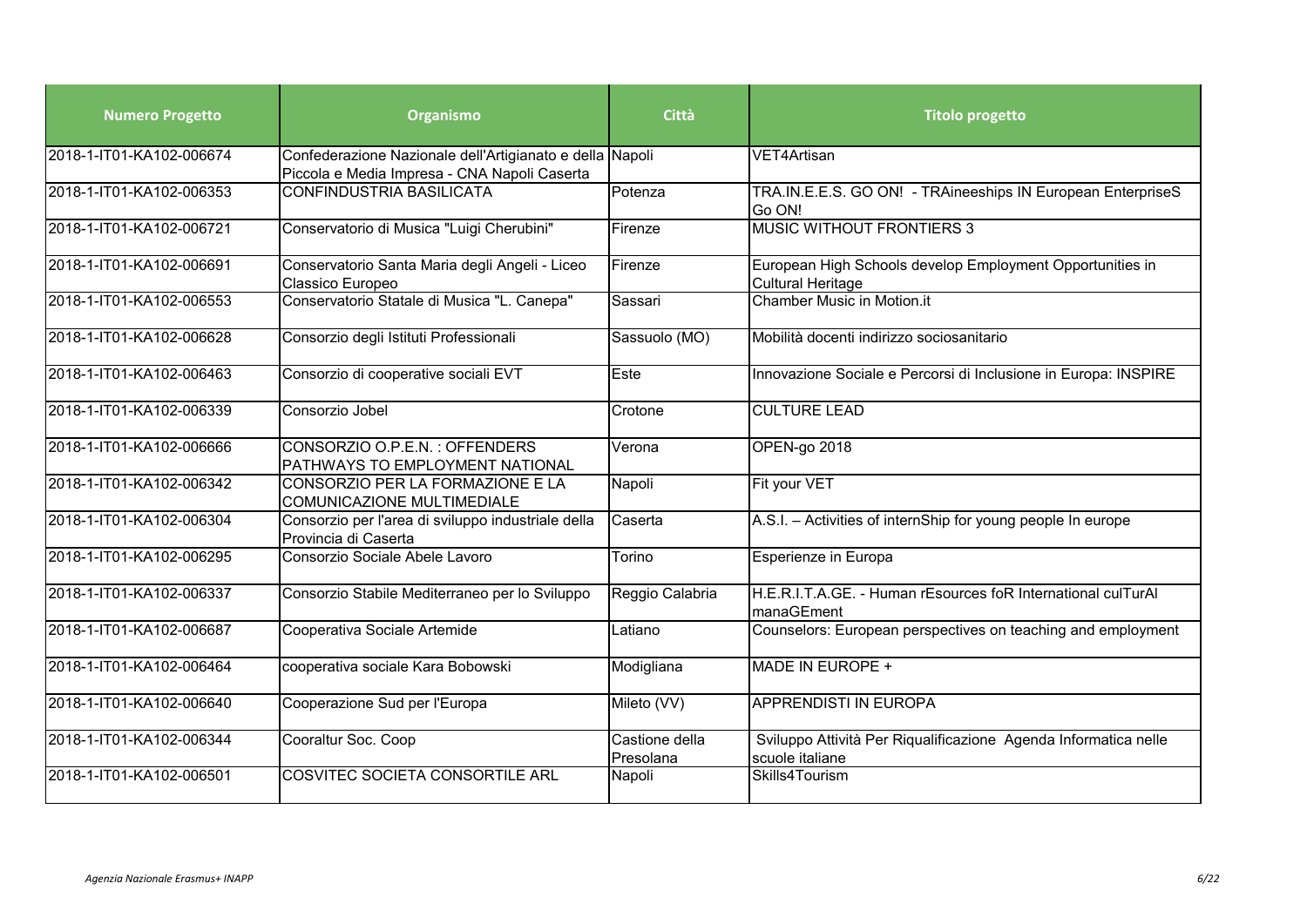| Numero Progetto | Organismo | Città | Titolo progetto |
|---|---|---|---|
| 2018-1-IT01-KA102-006674 | Confederazione Nazionale dell'Artigianato e della Piccola e Media Impresa - CNA Napoli Caserta | Napoli | VET4Artisan |
| 2018-1-IT01-KA102-006353 | CONFINDUSTRIA BASILICATA | Potenza | TRA.IN.E.E.S. GO ON! - TRAineeships IN European EnterpriseS Go ON! |
| 2018-1-IT01-KA102-006721 | Conservatorio di Musica "Luigi Cherubini" | Firenze | MUSIC WITHOUT FRONTIERS 3 |
| 2018-1-IT01-KA102-006691 | Conservatorio Santa Maria degli Angeli - Liceo Classico Europeo | Firenze | European High Schools develop Employment Opportunities in Cultural Heritage |
| 2018-1-IT01-KA102-006553 | Conservatorio Statale di Musica "L. Canepa" | Sassari | Chamber Music in Motion.it |
| 2018-1-IT01-KA102-006628 | Consorzio degli Istituti Professionali | Sassuolo (MO) | Mobilità docenti indirizzo sociosanitario |
| 2018-1-IT01-KA102-006463 | Consorzio di cooperative sociali EVT | Este | Innovazione Sociale e Percorsi di Inclusione in Europa: INSPIRE |
| 2018-1-IT01-KA102-006339 | Consorzio Jobel | Crotone | CULTURE LEAD |
| 2018-1-IT01-KA102-006666 | CONSORZIO O.P.E.N. : OFFENDERS PATHWAYS TO EMPLOYMENT NATIONAL | Verona | OPEN-go 2018 |
| 2018-1-IT01-KA102-006342 | CONSORZIO PER LA FORMAZIONE E LA COMUNICAZIONE MULTIMEDIALE | Napoli | Fit your VET |
| 2018-1-IT01-KA102-006304 | Consorzio per l'area di sviluppo industriale della Provincia di Caserta | Caserta | A.S.I. – Activities of internShip for young people In europe |
| 2018-1-IT01-KA102-006295 | Consorzio Sociale Abele Lavoro | Torino | Esperienze in Europa |
| 2018-1-IT01-KA102-006337 | Consorzio Stabile Mediterraneo per lo Sviluppo | Reggio Calabria | H.E.R.I.T.A.GE. - Human rEsources foR International culTurAl manaGEment |
| 2018-1-IT01-KA102-006687 | Cooperativa Sociale Artemide | Latiano | Counselors: European perspectives on teaching and employment |
| 2018-1-IT01-KA102-006464 | cooperativa sociale Kara Bobowski | Modigliana | MADE IN EUROPE + |
| 2018-1-IT01-KA102-006640 | Cooperazione Sud per l'Europa | Mileto (VV) | APPRENDISTI IN EUROPA |
| 2018-1-IT01-KA102-006344 | Cooraltur Soc. Coop | Castione della Presolana | Sviluppo Attività Per Riqualificazione Agenda Informatica nelle scuole italiane |
| 2018-1-IT01-KA102-006501 | COSVITEC SOCIETA CONSORTILE ARL | Napoli | Skills4Tourism |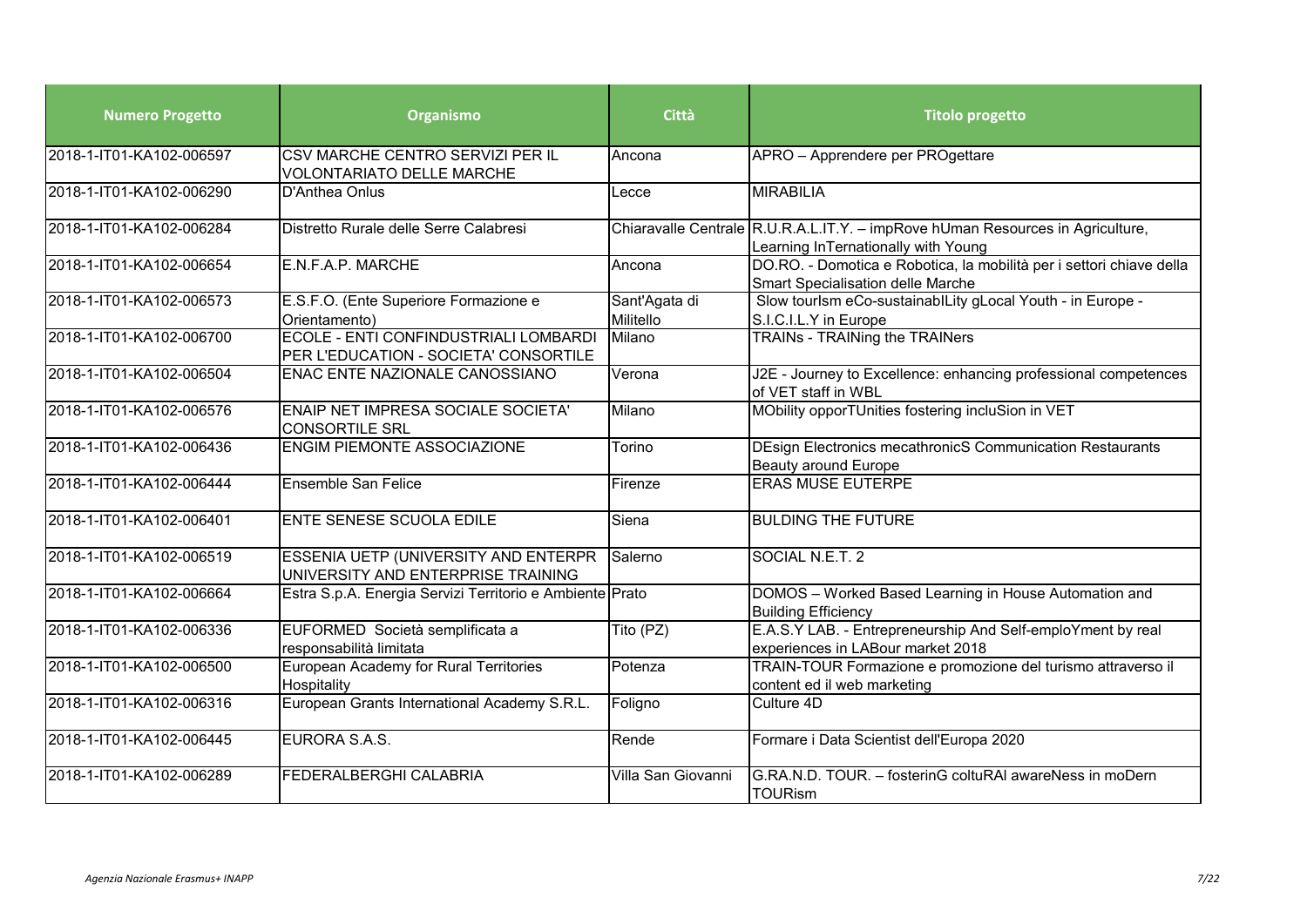| Numero Progetto | Organismo | Città | Titolo progetto |
| --- | --- | --- | --- |
| 2018-1-IT01-KA102-006597 | CSV MARCHE CENTRO SERVIZI PER IL VOLONTARIATO DELLE MARCHE | Ancona | APRO – Apprendere per PROgettare |
| 2018-1-IT01-KA102-006290 | D'Anthea Onlus | Lecce | MIRABILIA |
| 2018-1-IT01-KA102-006284 | Distretto Rurale delle Serre Calabresi | Chiaravalle Centrale | R.U.R.A.L.IT.Y. – impRove hUman Resources in Agriculture, Learning InTernationally with Young |
| 2018-1-IT01-KA102-006654 | E.N.F.A.P. MARCHE | Ancona | DO.RO. - Domotica e Robotica, la mobilità per i settori chiave della Smart Specialisation delle Marche |
| 2018-1-IT01-KA102-006573 | E.S.F.O. (Ente Superiore Formazione e Orientamento) | Sant'Agata di Militello | Slow tourIsm eCo-sustainablLity gLocal Youth - in Europe - S.I.C.I.L.Y in Europe |
| 2018-1-IT01-KA102-006700 | ECOLE - ENTI CONFINDUSTRIALI LOMBARDI PER L'EDUCATION - SOCIETA' CONSORTILE | Milano | TRAINs - TRAINing the TRAINers |
| 2018-1-IT01-KA102-006504 | ENAC ENTE NAZIONALE CANOSSIANO | Verona | J2E - Journey to Excellence: enhancing professional competences of VET staff in WBL |
| 2018-1-IT01-KA102-006576 | ENAIP NET IMPRESA SOCIALE SOCIETA' CONSORTILE SRL | Milano | MObility opporTUnities fostering incluSion in VET |
| 2018-1-IT01-KA102-006436 | ENGIM PIEMONTE ASSOCIAZIONE | Torino | DEsign Electronics mecathronicS Communication Restaurants Beauty around Europe |
| 2018-1-IT01-KA102-006444 | Ensemble San Felice | Firenze | ERAS MUSE EUTERPE |
| 2018-1-IT01-KA102-006401 | ENTE SENESE SCUOLA EDILE | Siena | BULDING THE FUTURE |
| 2018-1-IT01-KA102-006519 | ESSENIA UETP (UNIVERSITY AND ENTERPR UNIVERSITY AND ENTERPRISE TRAINING | Salerno | SOCIAL N.E.T. 2 |
| 2018-1-IT01-KA102-006664 | Estra S.p.A. Energia Servizi Territorio e Ambiente | Prato | DOMOS – Worked Based Learning in House Automation and Building Efficiency |
| 2018-1-IT01-KA102-006336 | EUFORMED Società semplificata a responsabilità limitata | Tito (PZ) | E.A.S.Y LAB. - Entrepreneurship And Self-emploYment by real experiences in LABour market 2018 |
| 2018-1-IT01-KA102-006500 | European Academy for Rural Territories Hospitality | Potenza | TRAIN-TOUR Formazione e promozione del turismo attraverso il content ed il web marketing |
| 2018-1-IT01-KA102-006316 | European Grants International Academy S.R.L. | Foligno | Culture 4D |
| 2018-1-IT01-KA102-006445 | EURORA S.A.S. | Rende | Formare i Data Scientist dell'Europa 2020 |
| 2018-1-IT01-KA102-006289 | FEDERALBERGHI CALABRIA | Villa San Giovanni | G.RA.N.D. TOUR. – fosterinG coltuRAl awareNess in moDern TOURism |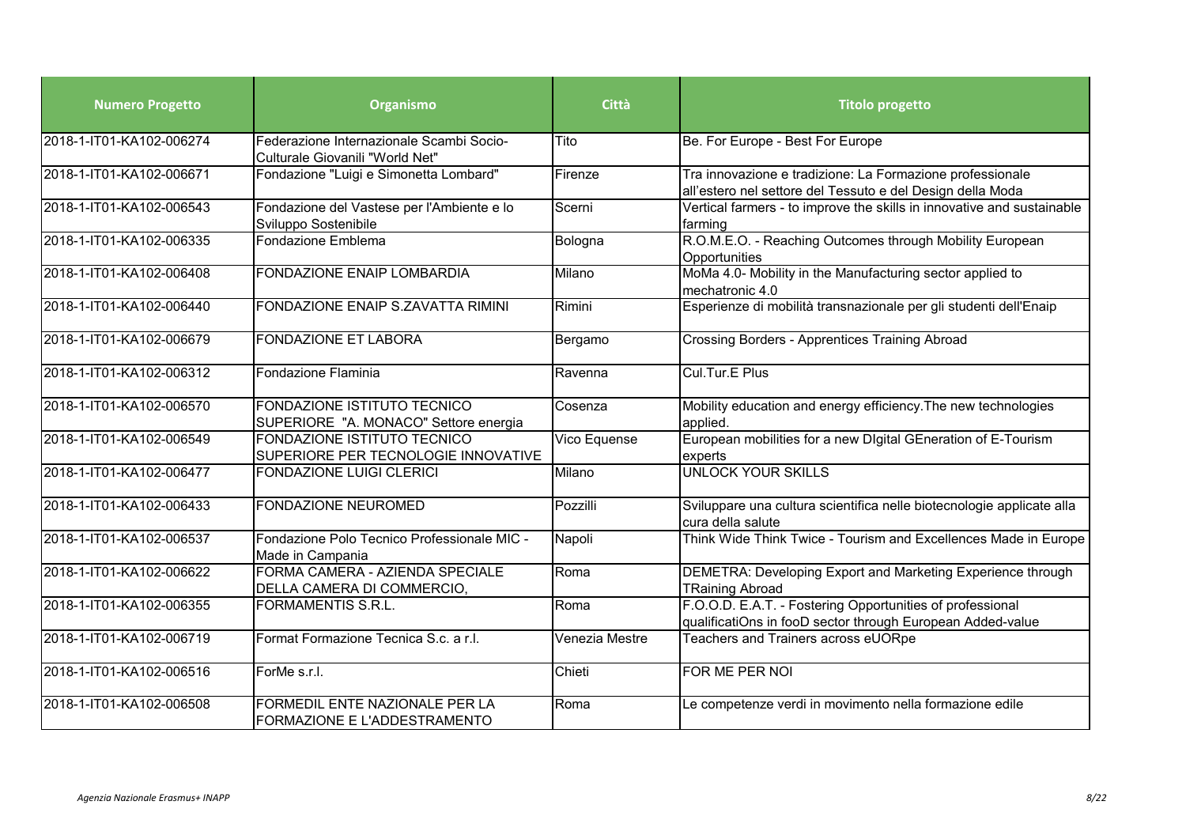| Numero Progetto | Organismo | Città | Titolo progetto |
|---|---|---|---|
| 2018-1-IT01-KA102-006274 | Federazione Internazionale Scambi Socio-Culturale Giovanili "World Net" | Tito | Be. For Europe - Best For Europe |
| 2018-1-IT01-KA102-006671 | Fondazione "Luigi e Simonetta Lombard" | Firenze | Tra innovazione e tradizione: La Formazione professionale all'estero nel settore del Tessuto e del Design della Moda |
| 2018-1-IT01-KA102-006543 | Fondazione del Vastese per l'Ambiente e lo Sviluppo Sostenibile | Scerni | Vertical farmers - to improve the skills in innovative and sustainable farming |
| 2018-1-IT01-KA102-006335 | Fondazione Emblema | Bologna | R.O.M.E.O. - Reaching Outcomes through Mobility European Opportunities |
| 2018-1-IT01-KA102-006408 | FONDAZIONE ENAIP LOMBARDIA | Milano | MoMa 4.0- Mobility in the Manufacturing sector applied to mechatronic 4.0 |
| 2018-1-IT01-KA102-006440 | FONDAZIONE ENAIP S.ZAVATTA RIMINI | Rimini | Esperienze di mobilità transnazionale per gli studenti dell'Enaip |
| 2018-1-IT01-KA102-006679 | FONDAZIONE ET LABORA | Bergamo | Crossing Borders - Apprentices Training Abroad |
| 2018-1-IT01-KA102-006312 | Fondazione Flaminia | Ravenna | Cul.Tur.E Plus |
| 2018-1-IT01-KA102-006570 | FONDAZIONE ISTITUTO TECNICO SUPERIORE "A. MONACO" Settore energia | Cosenza | Mobility education and energy efficiency.The new technologies applied. |
| 2018-1-IT01-KA102-006549 | FONDAZIONE ISTITUTO TECNICO SUPERIORE PER TECNOLOGIE INNOVATIVE | Vico Equense | European mobilities for a new DIgital GEneration of E-Tourism experts |
| 2018-1-IT01-KA102-006477 | FONDAZIONE LUIGI CLERICI | Milano | UNLOCK YOUR SKILLS |
| 2018-1-IT01-KA102-006433 | FONDAZIONE NEUROMED | Pozzilli | Sviluppare una cultura scientifica nelle biotecnologie applicate alla cura della salute |
| 2018-1-IT01-KA102-006537 | Fondazione Polo Tecnico Professionale MIC - Made in Campania | Napoli | Think Wide Think Twice - Tourism and Excellences Made in Europe |
| 2018-1-IT01-KA102-006622 | FORMA CAMERA - AZIENDA SPECIALE DELLA CAMERA DI COMMERCIO, | Roma | DEMETRA: Developing Export and Marketing Experience through TRaining Abroad |
| 2018-1-IT01-KA102-006355 | FORMAMENTIS S.R.L. | Roma | F.O.O.D. E.A.T. - Fostering Opportunities of professional qualificatiOns in fooD sector through European Added-value |
| 2018-1-IT01-KA102-006719 | Format Formazione Tecnica S.c. a r.l. | Venezia Mestre | Teachers and Trainers across eUORpe |
| 2018-1-IT01-KA102-006516 | ForMe s.r.l. | Chieti | FOR ME PER NOI |
| 2018-1-IT01-KA102-006508 | FORMEDIL ENTE NAZIONALE PER LA FORMAZIONE E L'ADDESTRAMENTO | Roma | Le competenze verdi in movimento nella formazione edile |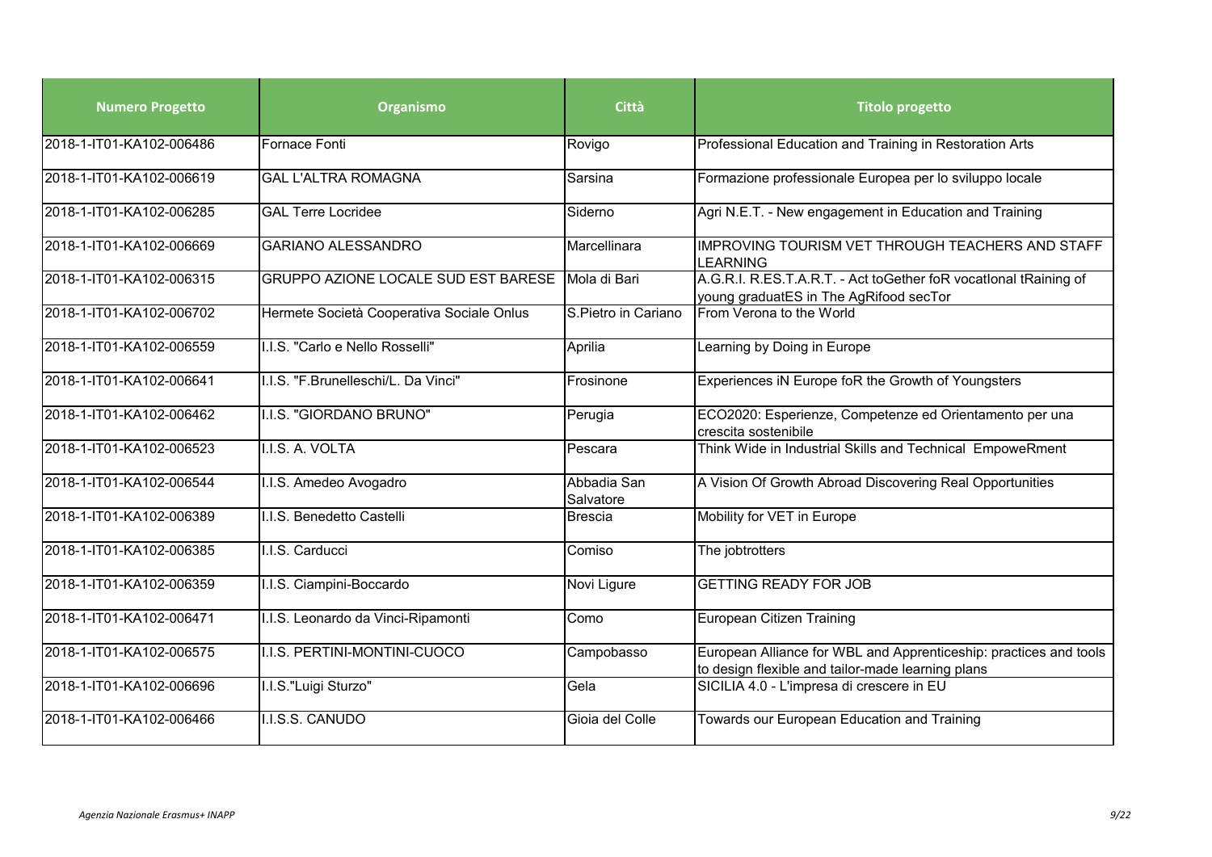| Numero Progetto | Organismo | Città | Titolo progetto |
|---|---|---|---|
| 2018-1-IT01-KA102-006486 | Fornace Fonti | Rovigo | Professional Education and Training in Restoration Arts |
| 2018-1-IT01-KA102-006619 | GAL L'ALTRA ROMAGNA | Sarsina | Formazione professionale Europea per lo sviluppo locale |
| 2018-1-IT01-KA102-006285 | GAL Terre Locridee | Siderno | Agri N.E.T. - New engagement in Education and Training |
| 2018-1-IT01-KA102-006669 | GARIANO ALESSANDRO | Marcellinara | IMPROVING TOURISM VET THROUGH TEACHERS AND STAFF LEARNING |
| 2018-1-IT01-KA102-006315 | GRUPPO AZIONE LOCALE SUD EST BARESE | Mola di Bari | A.G.R.I. R.ES.T.A.R.T. - Act toGether foR vocatIonal tRaining of young graduatES in The AgRifood secTor |
| 2018-1-IT01-KA102-006702 | Hermete Società Cooperativa Sociale Onlus | S.Pietro in Cariano | From Verona to the World |
| 2018-1-IT01-KA102-006559 | I.I.S. "Carlo e Nello Rosselli" | Aprilia | Learning by Doing in Europe |
| 2018-1-IT01-KA102-006641 | I.I.S. "F.Brunelleschi/L. Da Vinci" | Frosinone | Experiences iN Europe foR the Growth of Youngsters |
| 2018-1-IT01-KA102-006462 | I.I.S. "GIORDANO BRUNO" | Perugia | ECO2020: Esperienze, Competenze ed Orientamento per una crescita sostenibile |
| 2018-1-IT01-KA102-006523 | I.I.S. A. VOLTA | Pescara | Think Wide in Industrial Skills and Technical EmpoweRment |
| 2018-1-IT01-KA102-006544 | I.I.S. Amedeo Avogadro | Abbadia San Salvatore | A Vision Of Growth Abroad Discovering Real Opportunities |
| 2018-1-IT01-KA102-006389 | I.I.S. Benedetto Castelli | Brescia | Mobility for VET in Europe |
| 2018-1-IT01-KA102-006385 | I.I.S. Carducci | Comiso | The jobtrotters |
| 2018-1-IT01-KA102-006359 | I.I.S. Ciampini-Boccardo | Novi Ligure | GETTING READY FOR JOB |
| 2018-1-IT01-KA102-006471 | I.I.S. Leonardo da Vinci-Ripamonti | Como | European Citizen Training |
| 2018-1-IT01-KA102-006575 | I.I.S. PERTINI-MONTINI-CUOCO | Campobasso | European Alliance for WBL and Apprenticeship: practices and tools to design flexible and tailor-made learning plans |
| 2018-1-IT01-KA102-006696 | I.I.S."Luigi Sturzo" | Gela | SICILIA 4.0 - L'impresa di crescere in EU |
| 2018-1-IT01-KA102-006466 | I.I.S.S. CANUDO | Gioia del Colle | Towards our European Education and Training |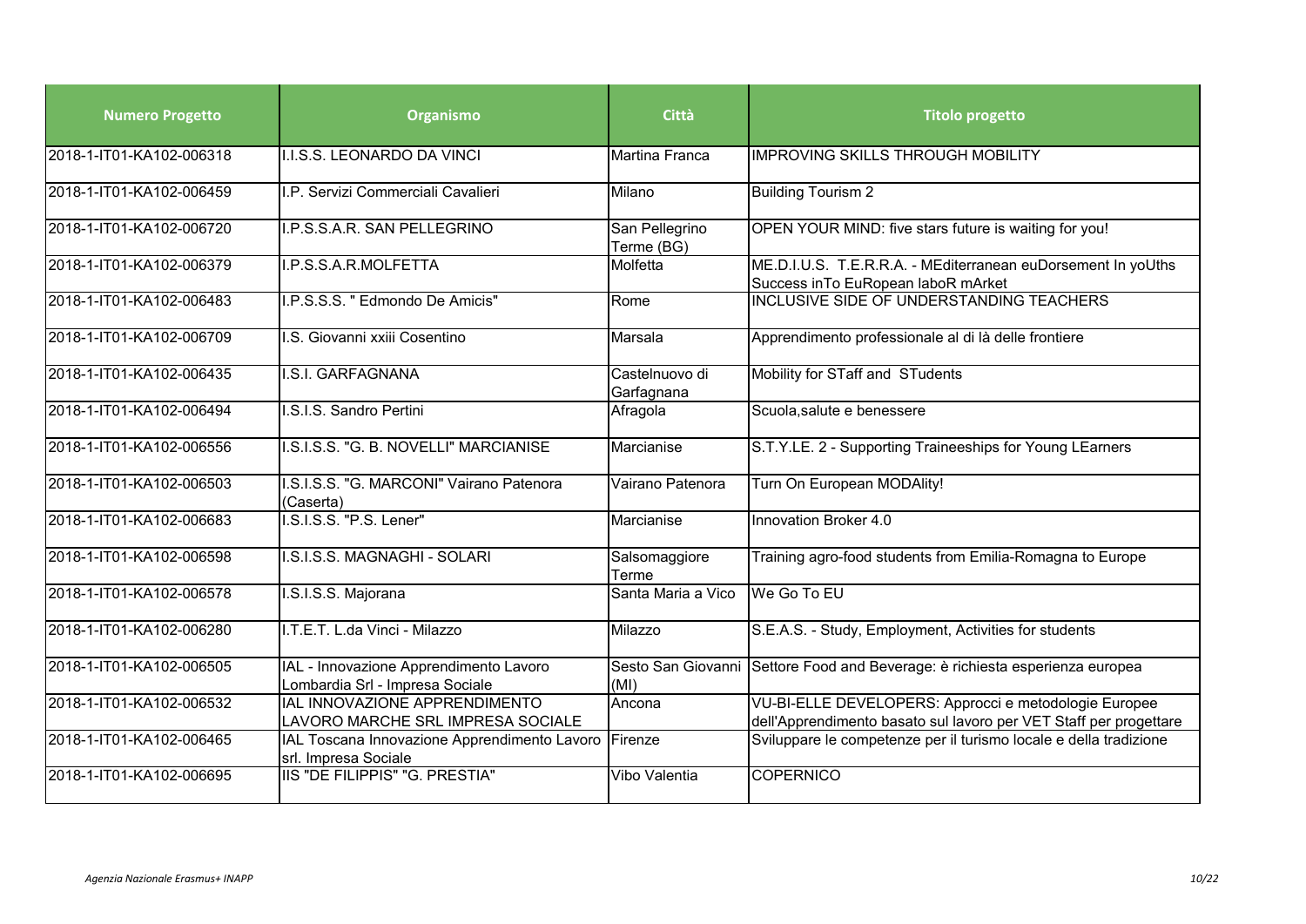| Numero Progetto | Organismo | Città | Titolo progetto |
| --- | --- | --- | --- |
| 2018-1-IT01-KA102-006318 | I.I.S.S. LEONARDO DA VINCI | Martina Franca | IMPROVING SKILLS THROUGH MOBILITY |
| 2018-1-IT01-KA102-006459 | I.P. Servizi Commerciali Cavalieri | Milano | Building Tourism 2 |
| 2018-1-IT01-KA102-006720 | I.P.S.S.A.R. SAN PELLEGRINO | San Pellegrino Terme (BG) | OPEN YOUR MIND: five stars future is waiting for you! |
| 2018-1-IT01-KA102-006379 | I.P.S.S.A.R.MOLFETTA | Molfetta | ME.D.I.U.S. T.E.R.R.A. - MEditerranean euDorsement In yoUths Success inTo EuRopean laboR mArket |
| 2018-1-IT01-KA102-006483 | I.P.S.S.S. " Edmondo De Amicis" | Rome | INCLUSIVE SIDE OF UNDERSTANDING TEACHERS |
| 2018-1-IT01-KA102-006709 | I.S. Giovanni xxiii Cosentino | Marsala | Apprendimento professionale al di là delle frontiere |
| 2018-1-IT01-KA102-006435 | I.S.I. GARFAGNANA | Castelnuovo di Garfagnana | Mobility for STaff and STudents |
| 2018-1-IT01-KA102-006494 | I.S.I.S. Sandro Pertini | Afragola | Scuola,salute e benessere |
| 2018-1-IT01-KA102-006556 | I.S.I.S.S. "G. B. NOVELLI" MARCIANISE | Marcianise | S.T.Y.LE. 2 - Supporting Traineeships for Young LEarners |
| 2018-1-IT01-KA102-006503 | I.S.I.S.S. "G. MARCONI" Vairano Patenora (Caserta) | Vairano Patenora | Turn On European MODAlity! |
| 2018-1-IT01-KA102-006683 | I.S.I.S.S. "P.S. Lener" | Marcianise | Innovation Broker 4.0 |
| 2018-1-IT01-KA102-006598 | I.S.I.S.S. MAGNAGHI - SOLARI | Salsomaggiore Terme | Training agro-food students from Emilia-Romagna to Europe |
| 2018-1-IT01-KA102-006578 | I.S.I.S.S. Majorana | Santa Maria a Vico | We Go To EU |
| 2018-1-IT01-KA102-006280 | I.T.E.T. L.da Vinci - Milazzo | Milazzo | S.E.A.S. - Study, Employment, Activities for students |
| 2018-1-IT01-KA102-006505 | IAL - Innovazione Apprendimento Lavoro Lombardia Srl - Impresa Sociale | Sesto San Giovanni (MI) | Settore Food and Beverage: è richiesta esperienza europea |
| 2018-1-IT01-KA102-006532 | IAL INNOVAZIONE APPRENDIMENTO LAVORO MARCHE SRL IMPRESA SOCIALE | Ancona | VU-BI-ELLE DEVELOPERS: Approcci e metodologie Europee dell'Apprendimento basato sul lavoro per VET Staff per progettare |
| 2018-1-IT01-KA102-006465 | IAL Toscana Innovazione Apprendimento Lavoro srl. Impresa Sociale | Firenze | Sviluppare le competenze per il turismo locale e della tradizione |
| 2018-1-IT01-KA102-006695 | IIS "DE FILIPPIS" "G. PRESTIA" | Vibo Valentia | COPERNICO |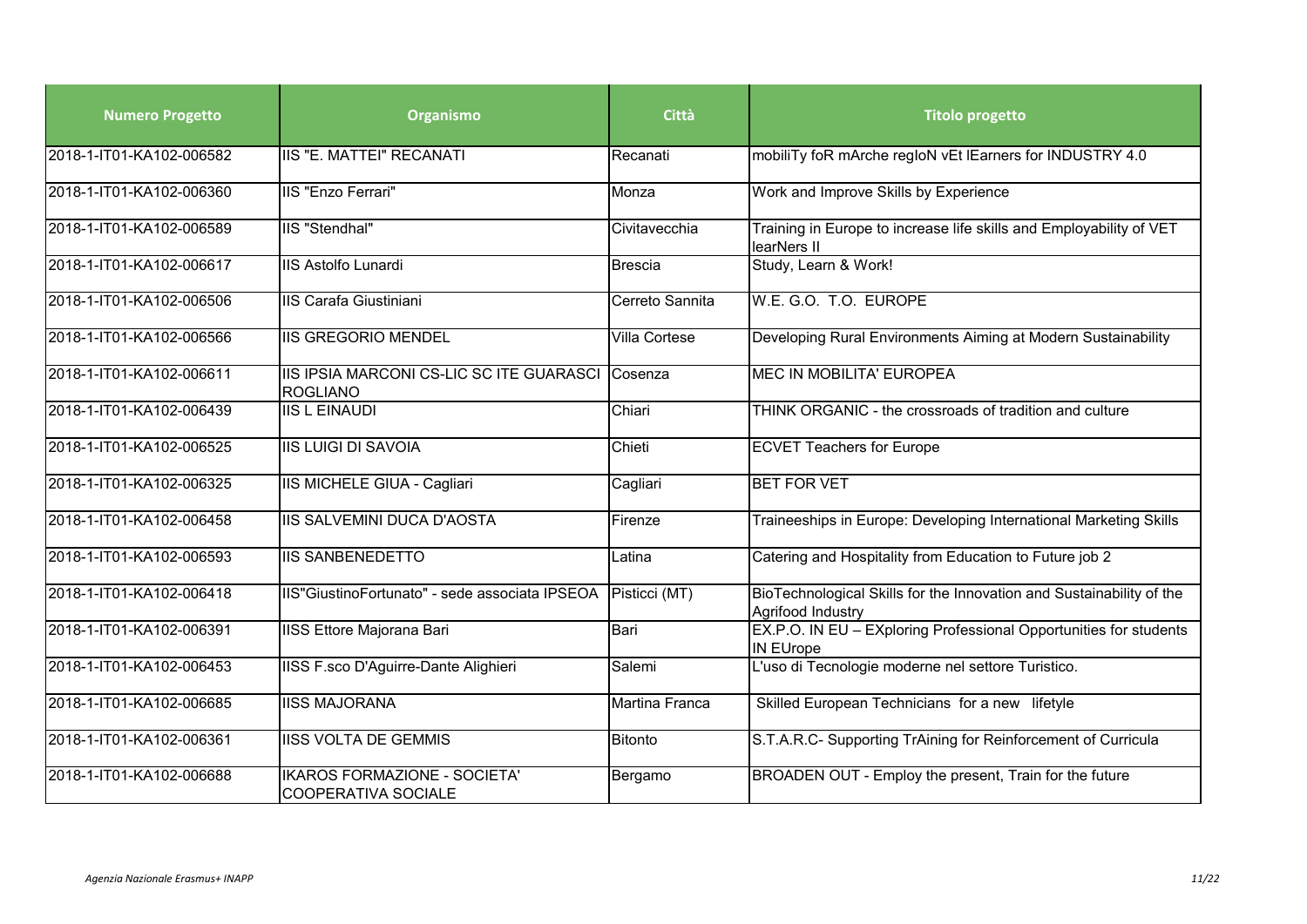| Numero Progetto | Organismo | Città | Titolo progetto |
| --- | --- | --- | --- |
| 2018-1-IT01-KA102-006582 | IIS "E. MATTEI" RECANATI | Recanati | mobiliTy foR mArche regIoN vEt lEarners for INDUSTRY 4.0 |
| 2018-1-IT01-KA102-006360 | IIS "Enzo Ferrari" | Monza | Work and Improve Skills by Experience |
| 2018-1-IT01-KA102-006589 | IIS "Stendhal" | Civitavecchia | Training in Europe to increase life skills and Employability of VET learNers II |
| 2018-1-IT01-KA102-006617 | IIS Astolfo Lunardi | Brescia | Study, Learn & Work! |
| 2018-1-IT01-KA102-006506 | IIS Carafa Giustiniani | Cerreto Sannita | W.E. G.O. T.O. EUROPE |
| 2018-1-IT01-KA102-006566 | IIS GREGORIO MENDEL | Villa Cortese | Developing Rural Environments Aiming at Modern Sustainability |
| 2018-1-IT01-KA102-006611 | IIS IPSIA MARCONI CS-LIC SC ITE GUARASCI ROGLIANO | Cosenza | MEC IN MOBILITA' EUROPEA |
| 2018-1-IT01-KA102-006439 | IIS L EINAUDI | Chiari | THINK ORGANIC - the crossroads of tradition and culture |
| 2018-1-IT01-KA102-006525 | IIS LUIGI DI SAVOIA | Chieti | ECVET Teachers for Europe |
| 2018-1-IT01-KA102-006325 | IIS MICHELE GIUA - Cagliari | Cagliari | BET FOR VET |
| 2018-1-IT01-KA102-006458 | IIS SALVEMINI DUCA D'AOSTA | Firenze | Traineeships in Europe: Developing International Marketing Skills |
| 2018-1-IT01-KA102-006593 | IIS SANBENEDETTO | Latina | Catering and Hospitality from Education to Future job 2 |
| 2018-1-IT01-KA102-006418 | IIS"GiustinoFortunato" - sede associata IPSEOA | Pisticci (MT) | BioTechnological Skills for the Innovation and Sustainability of the Agrifood Industry |
| 2018-1-IT01-KA102-006391 | IISS Ettore Majorana Bari | Bari | EX.P.O. IN EU – EXploring Professional Opportunities for students IN EUrope |
| 2018-1-IT01-KA102-006453 | IISS F.sco D'Aguirre-Dante Alighieri | Salemi | L'uso di Tecnologie moderne nel settore Turistico. |
| 2018-1-IT01-KA102-006685 | IISS MAJORANA | Martina Franca | Skilled European Technicians for a new lifetyle |
| 2018-1-IT01-KA102-006361 | IISS VOLTA DE GEMMIS | Bitonto | S.T.A.R.C- Supporting TrAining for Reinforcement of Curricula |
| 2018-1-IT01-KA102-006688 | IKAROS FORMAZIONE - SOCIETA' COOPERATIVA SOCIALE | Bergamo | BROADEN OUT - Employ the present, Train for the future |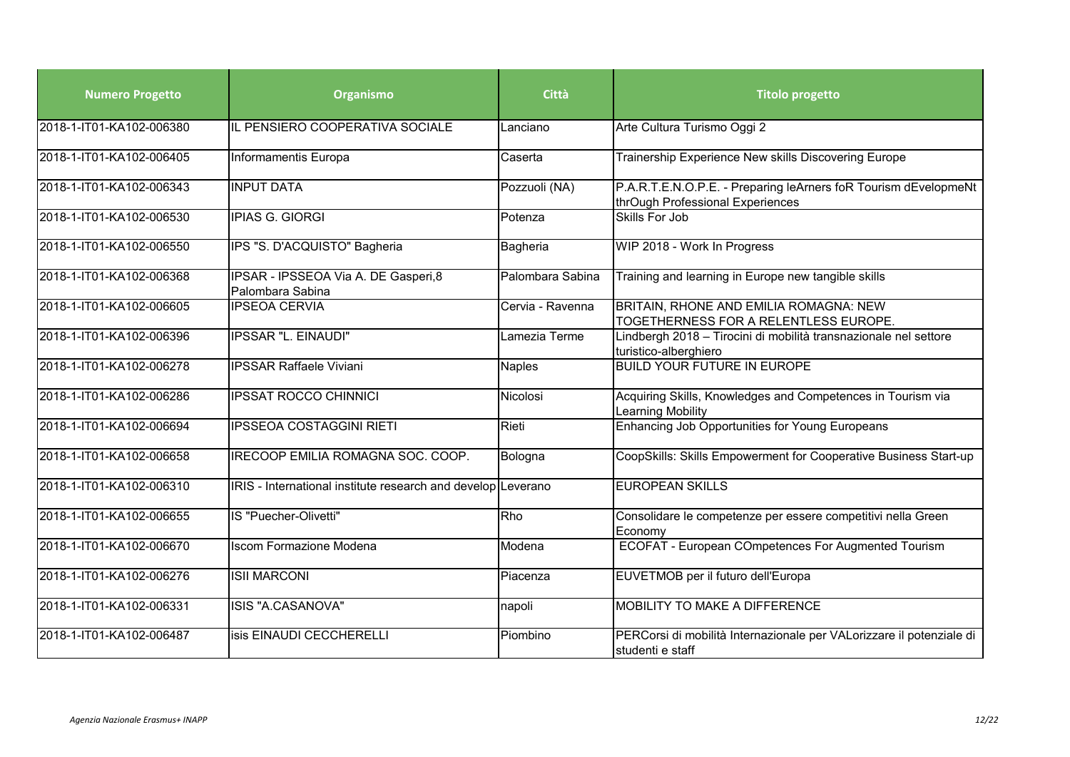| Numero Progetto | Organismo | Città | Titolo progetto |
| --- | --- | --- | --- |
| 2018-1-IT01-KA102-006380 | IL PENSIERO COOPERATIVA SOCIALE | Lanciano | Arte Cultura Turismo Oggi 2 |
| 2018-1-IT01-KA102-006405 | Informamentis Europa | Caserta | Trainership Experience New skills Discovering Europe |
| 2018-1-IT01-KA102-006343 | INPUT DATA | Pozzuoli (NA) | P.A.R.T.E.N.O.P.E. - Preparing leArners foR Tourism dEvelopmeNt thrOugh Professional Experiences |
| 2018-1-IT01-KA102-006530 | IPIAS G. GIORGI | Potenza | Skills For Job |
| 2018-1-IT01-KA102-006550 | IPS "S. D'ACQUISTO" Bagheria | Bagheria | WIP 2018 - Work In Progress |
| 2018-1-IT01-KA102-006368 | IPSAR - IPSSEOA Via A. DE Gasperi,8 Palombara Sabina | Palombara Sabina | Training and learning in Europe new tangible skills |
| 2018-1-IT01-KA102-006605 | IPSEOA CERVIA | Cervia - Ravenna | BRITAIN, RHONE AND EMILIA ROMAGNA: NEW TOGETHERNESS FOR A RELENTLESS EUROPE. |
| 2018-1-IT01-KA102-006396 | IPSSAR "L. EINAUDI" | Lamezia Terme | Lindbergh 2018 – Tirocini di mobilità transnazionale nel settore turistico-alberghiero |
| 2018-1-IT01-KA102-006278 | IPSSAR Raffaele Viviani | Naples | BUILD YOUR FUTURE IN EUROPE |
| 2018-1-IT01-KA102-006286 | IPSSAT ROCCO CHINNICI | Nicolosi | Acquiring Skills, Knowledges and Competences in Tourism via Learning Mobility |
| 2018-1-IT01-KA102-006694 | IPSSEOA COSTAGGINI RIETI | Rieti | Enhancing Job Opportunities for Young Europeans |
| 2018-1-IT01-KA102-006658 | IRECOOP EMILIA ROMAGNA SOC. COOP. | Bologna | CoopSkills: Skills Empowerment for Cooperative Business Start-up |
| 2018-1-IT01-KA102-006310 | IRIS - International institute research and develop | Leverano | EUROPEAN SKILLS |
| 2018-1-IT01-KA102-006655 | IS "Puecher-Olivetti" | Rho | Consolidare le competenze per essere competitivi nella Green Economy |
| 2018-1-IT01-KA102-006670 | Iscom Formazione Modena | Modena | ECOFAT - European COmpetences For Augmented Tourism |
| 2018-1-IT01-KA102-006276 | ISII MARCONI | Piacenza | EUVETMOB per il futuro dell'Europa |
| 2018-1-IT01-KA102-006331 | ISIS "A.CASANOVA" | napoli | MOBILITY TO MAKE A DIFFERENCE |
| 2018-1-IT01-KA102-006487 | isis EINAUDI CECCHERELLI | Piombino | PERCorsi di mobilità Internazionale per VALorizzare il potenziale di studenti e staff |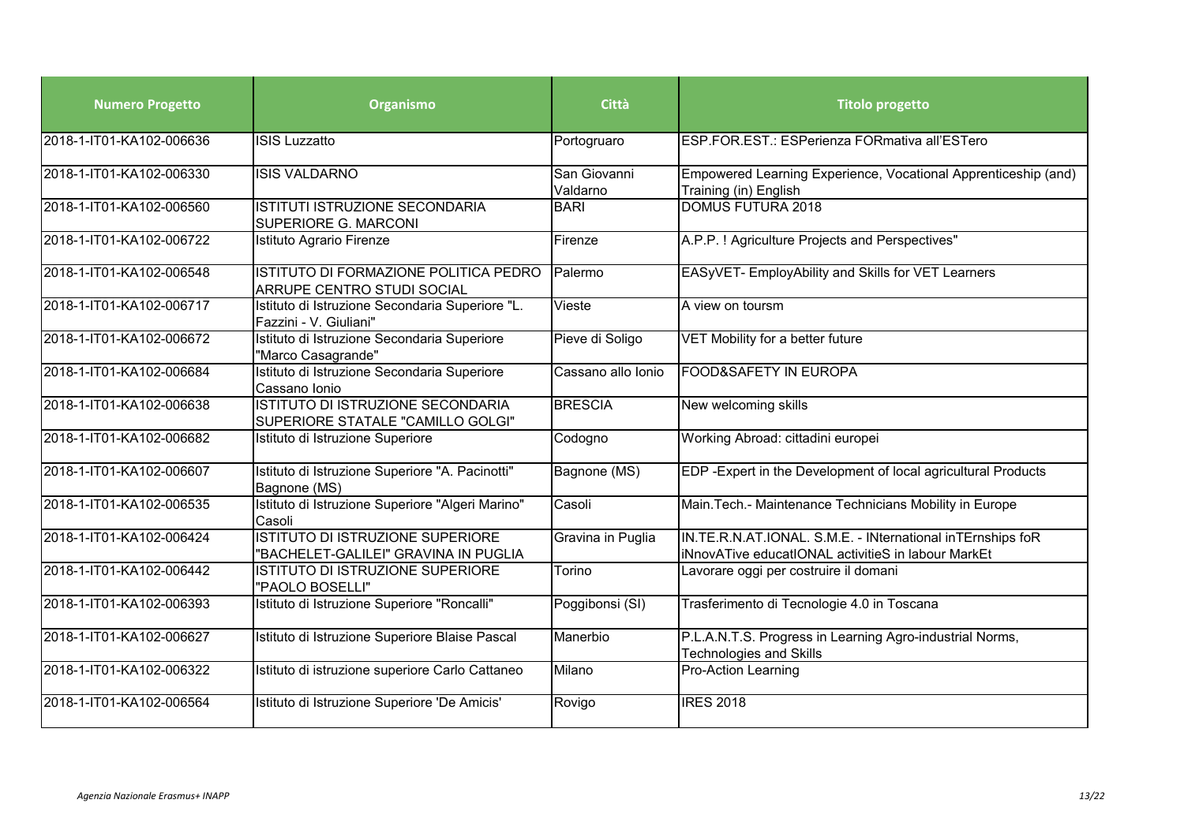| Numero Progetto | Organismo | Città | Titolo progetto |
|---|---|---|---|
| 2018-1-IT01-KA102-006636 | ISIS Luzzatto | Portogruaro | ESP.FOR.EST.: ESPerienza FORmativa all'ESTero |
| 2018-1-IT01-KA102-006330 | ISIS VALDARNO | San Giovanni Valdarno | Empowered Learning Experience, Vocational Apprenticeship (and) Training (in) English |
| 2018-1-IT01-KA102-006560 | ISTITUTI ISTRUZIONE SECONDARIA SUPERIORE G. MARCONI | BARI | DOMUS FUTURA 2018 |
| 2018-1-IT01-KA102-006722 | Istituto Agrario Firenze | Firenze | A.P.P. ! Agriculture Projects and Perspectives" |
| 2018-1-IT01-KA102-006548 | ISTITUTO DI FORMAZIONE POLITICA PEDRO ARRUPE CENTRO STUDI SOCIAL | Palermo | EASyVET- EmployAbility and Skills for VET Learners |
| 2018-1-IT01-KA102-006717 | Istituto di Istruzione Secondaria Superiore "L. Fazzini - V. Giuliani" | Vieste | A view on toursm |
| 2018-1-IT01-KA102-006672 | Istituto di Istruzione Secondaria Superiore "Marco Casagrande" | Pieve di Soligo | VET Mobility for a better future |
| 2018-1-IT01-KA102-006684 | Istituto di Istruzione Secondaria Superiore Cassano Ionio | Cassano allo Ionio | FOOD&SAFETY IN EUROPA |
| 2018-1-IT01-KA102-006638 | ISTITUTO DI ISTRUZIONE SECONDARIA SUPERIORE STATALE "CAMILLO GOLGI" | BRESCIA | New welcoming skills |
| 2018-1-IT01-KA102-006682 | Istituto di Istruzione Superiore | Codogno | Working Abroad: cittadini europei |
| 2018-1-IT01-KA102-006607 | Istituto di Istruzione Superiore "A. Pacinotti" Bagnone (MS) | Bagnone (MS) | EDP -Expert in the Development of local agricultural Products |
| 2018-1-IT01-KA102-006535 | Istituto di Istruzione Superiore "Algeri Marino" Casoli | Casoli | Main.Tech.- Maintenance Technicians Mobility in Europe |
| 2018-1-IT01-KA102-006424 | ISTITUTO DI ISTRUZIONE SUPERIORE "BACHELET-GALILEI" GRAVINA IN PUGLIA | Gravina in Puglia | IN.TE.R.N.AT.IONAL. S.M.E. - INternational inTErnships foR iNnovATive educatIONAL activitieS in labour MarkEt |
| 2018-1-IT01-KA102-006442 | ISTITUTO DI ISTRUZIONE SUPERIORE "PAOLO BOSELLI" | Torino | Lavorare oggi per costruire il domani |
| 2018-1-IT01-KA102-006393 | Istituto di Istruzione Superiore "Roncalli" | Poggibonsi (SI) | Trasferimento di Tecnologie 4.0 in Toscana |
| 2018-1-IT01-KA102-006627 | Istituto di Istruzione Superiore Blaise Pascal | Manerbio | P.L.A.N.T.S. Progress in Learning Agro-industrial Norms, Technologies and Skills |
| 2018-1-IT01-KA102-006322 | Istituto di istruzione superiore Carlo Cattaneo | Milano | Pro-Action Learning |
| 2018-1-IT01-KA102-006564 | Istituto di Istruzione Superiore 'De Amicis' | Rovigo | IRES 2018 |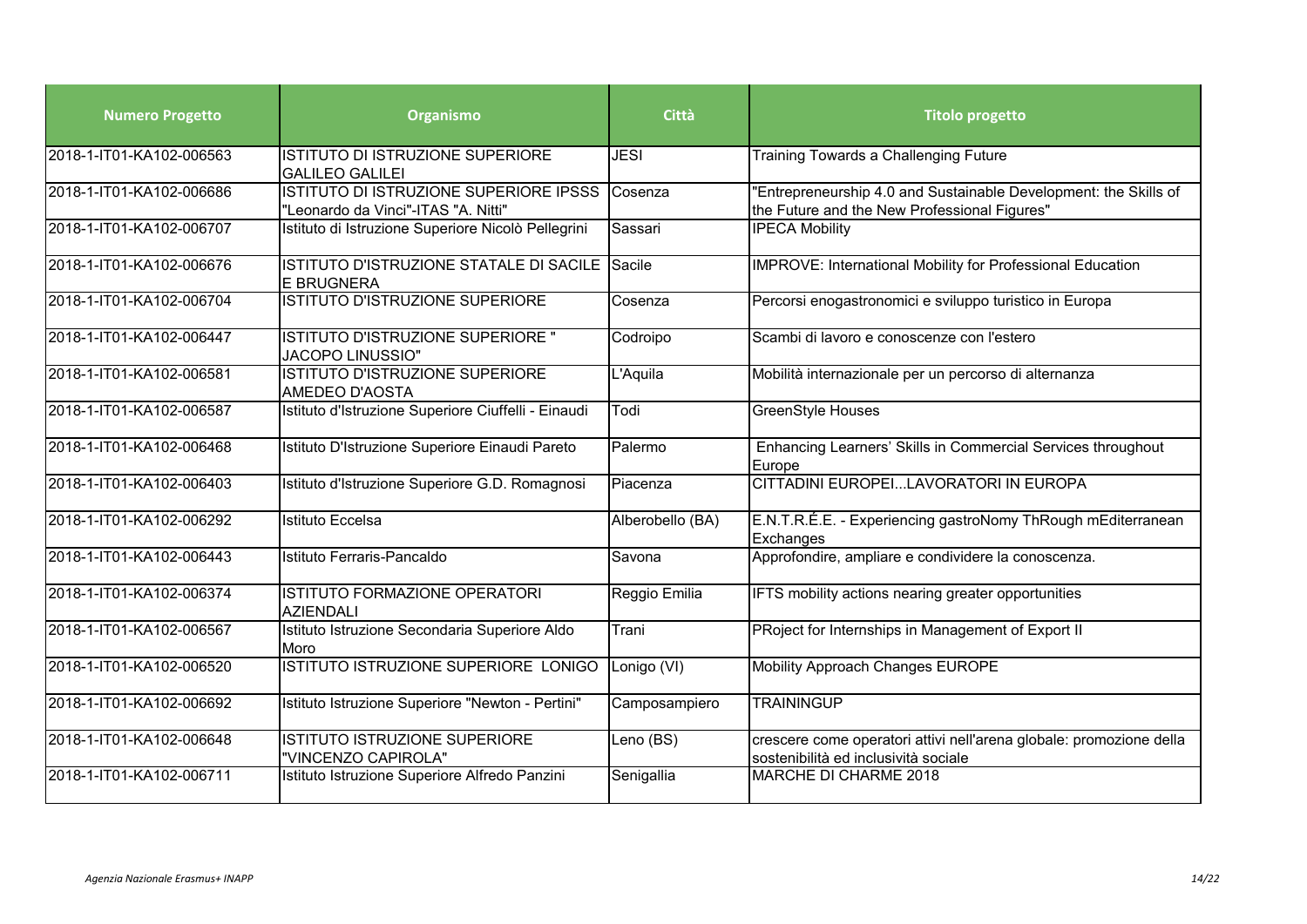| Numero Progetto | Organismo | Città | Titolo progetto |
|---|---|---|---|
| 2018-1-IT01-KA102-006563 | ISTITUTO DI ISTRUZIONE SUPERIORE GALILEO GALILEI | JESI | Training Towards a Challenging Future |
| 2018-1-IT01-KA102-006686 | ISTITUTO DI ISTRUZIONE SUPERIORE IPSSS "Leonardo da Vinci"-ITAS "A. Nitti" | Cosenza | "Entrepreneurship 4.0 and Sustainable Development: the Skills of the Future and the New Professional Figures" |
| 2018-1-IT01-KA102-006707 | Istituto di Istruzione Superiore Nicolò Pellegrini | Sassari | IPECA Mobility |
| 2018-1-IT01-KA102-006676 | ISTITUTO D'ISTRUZIONE STATALE DI SACILE E BRUGNERA | Sacile | IMPROVE: International Mobility for Professional Education |
| 2018-1-IT01-KA102-006704 | ISTITUTO D'ISTRUZIONE SUPERIORE | Cosenza | Percorsi enogastronomici e sviluppo turistico in Europa |
| 2018-1-IT01-KA102-006447 | ISTITUTO D'ISTRUZIONE SUPERIORE " JACOPO LINUSSIO" | Codroipo | Scambi di lavoro e conoscenze con l'estero |
| 2018-1-IT01-KA102-006581 | ISTITUTO D'ISTRUZIONE SUPERIORE AMEDEO D'AOSTA | L'Aquila | Mobilità internazionale per un percorso di alternanza |
| 2018-1-IT01-KA102-006587 | Istituto d'Istruzione Superiore Ciuffelli - Einaudi | Todi | GreenStyle Houses |
| 2018-1-IT01-KA102-006468 | Istituto D'Istruzione Superiore Einaudi Pareto | Palermo | Enhancing Learners' Skills in Commercial Services throughout Europe |
| 2018-1-IT01-KA102-006403 | Istituto d'Istruzione Superiore G.D. Romagnosi | Piacenza | CITTADINI EUROPEI...LAVORATORI IN EUROPA |
| 2018-1-IT01-KA102-006292 | Istituto Eccelsa | Alberobello (BA) | E.N.T.R.É.E. - Experiencing gastroNomy ThRough mEditerranean Exchanges |
| 2018-1-IT01-KA102-006443 | Istituto Ferraris-Pancaldo | Savona | Approfondire, ampliare e condividere la conoscenza. |
| 2018-1-IT01-KA102-006374 | ISTITUTO FORMAZIONE OPERATORI AZIENDALI | Reggio Emilia | IFTS mobility actions nearing greater opportunities |
| 2018-1-IT01-KA102-006567 | Istituto Istruzione Secondaria Superiore Aldo Moro | Trani | PRoject for Internships in Management of Export II |
| 2018-1-IT01-KA102-006520 | ISTITUTO ISTRUZIONE SUPERIORE LONIGO | Lonigo (VI) | Mobility Approach Changes EUROPE |
| 2018-1-IT01-KA102-006692 | Istituto Istruzione Superiore "Newton - Pertini" | Camposampiero | TRAININGUP |
| 2018-1-IT01-KA102-006648 | ISTITUTO ISTRUZIONE SUPERIORE "VINCENZO CAPIROLA" | Leno (BS) | crescere come operatori attivi nell'arena globale: promozione della sostenibilità ed inclusività sociale |
| 2018-1-IT01-KA102-006711 | Istituto Istruzione Superiore Alfredo Panzini | Senigallia | MARCHE DI CHARME 2018 |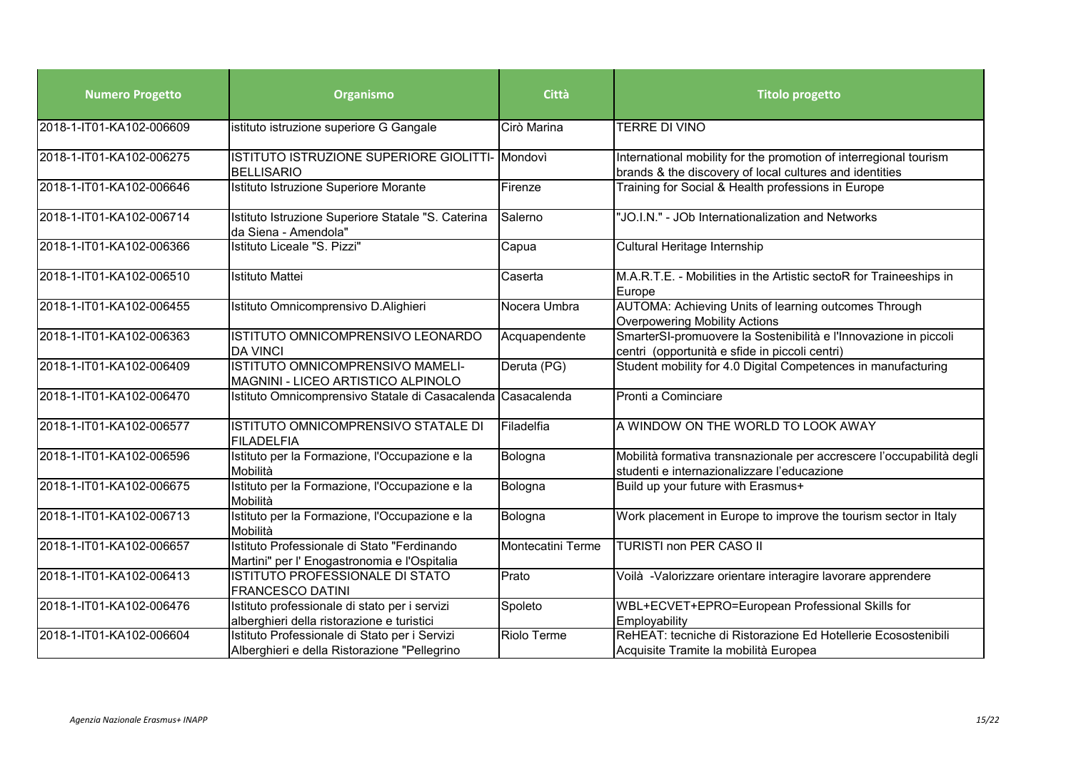| Numero Progetto | Organismo | Città | Titolo progetto |
|---|---|---|---|
| 2018-1-IT01-KA102-006609 | istituto istruzione superiore G Gangale | Cirò Marina | TERRE DI VINO |
| 2018-1-IT01-KA102-006275 | ISTITUTO ISTRUZIONE SUPERIORE GIOLITTI-BELLISARIO | Mondovì | International mobility for the promotion of interregional tourism brands & the discovery of local cultures and identities |
| 2018-1-IT01-KA102-006646 | Istituto Istruzione Superiore Morante | Firenze | Training for Social & Health professions in Europe |
| 2018-1-IT01-KA102-006714 | Istituto Istruzione Superiore Statale "S. Caterina da Siena - Amendola" | Salerno | "JO.I.N." - JOb Internationalization and Networks |
| 2018-1-IT01-KA102-006366 | Istituto Liceale "S. Pizzi" | Capua | Cultural Heritage Internship |
| 2018-1-IT01-KA102-006510 | Istituto Mattei | Caserta | M.A.R.T.E. - Mobilities in the Artistic sectoR for Traineeships in Europe |
| 2018-1-IT01-KA102-006455 | Istituto Omnicomprensivo D.Alighieri | Nocera Umbra | AUTOMA: Achieving Units of learning outcomes Through Overpowering Mobility Actions |
| 2018-1-IT01-KA102-006363 | ISTITUTO OMNICOMPRENSIVO LEONARDO DA VINCI | Acquapendente | SmarterSI-promuovere la Sostenibilità e l'Innovazione in piccoli centri (opportunità e sfide in piccoli centri) |
| 2018-1-IT01-KA102-006409 | ISTITUTO OMNICOMPRENSIVO MAMELI-MAGNINI - LICEO ARTISTICO ALPINOLO | Deruta (PG) | Student mobility for 4.0 Digital Competences in manufacturing |
| 2018-1-IT01-KA102-006470 | Istituto Omnicomprensivo Statale di Casacalenda | Casacalenda | Pronti a Cominciare |
| 2018-1-IT01-KA102-006577 | ISTITUTO OMNICOMPRENSIVO STATALE DI FILADELFIA | Filadelfia | A WINDOW ON THE WORLD TO LOOK AWAY |
| 2018-1-IT01-KA102-006596 | Istituto per la Formazione, l'Occupazione e la Mobilità | Bologna | Mobilità formativa transnazionale per accrescere l'occupabilità degli studenti e internazionalizzare l'educazione |
| 2018-1-IT01-KA102-006675 | Istituto per la Formazione, l'Occupazione e la Mobilità | Bologna | Build up your future with Erasmus+ |
| 2018-1-IT01-KA102-006713 | Istituto per la Formazione, l'Occupazione e la Mobilità | Bologna | Work placement in Europe to improve the tourism sector in Italy |
| 2018-1-IT01-KA102-006657 | Istituto Professionale di Stato "Ferdinando Martini" per l' Enogastronomia e l'Ospitalia | Montecatini Terme | TURISTI non PER CASO II |
| 2018-1-IT01-KA102-006413 | ISTITUTO PROFESSIONALE DI STATO FRANCESCO DATINI | Prato | Voilà -Valorizzare orientare interagire lavorare apprendere |
| 2018-1-IT01-KA102-006476 | Istituto professionale di stato per i servizi alberghieri della ristorazione e turistici | Spoleto | WBL+ECVET+EPRO=European Professional Skills for Employability |
| 2018-1-IT01-KA102-006604 | Istituto Professionale di Stato per i Servizi Alberghieri e della Ristorazione "Pellegrino | Riolo Terme | ReHEAT: tecniche di Ristorazione Ed Hotellerie Ecosostenibili Acquisite Tramite la mobilità Europea |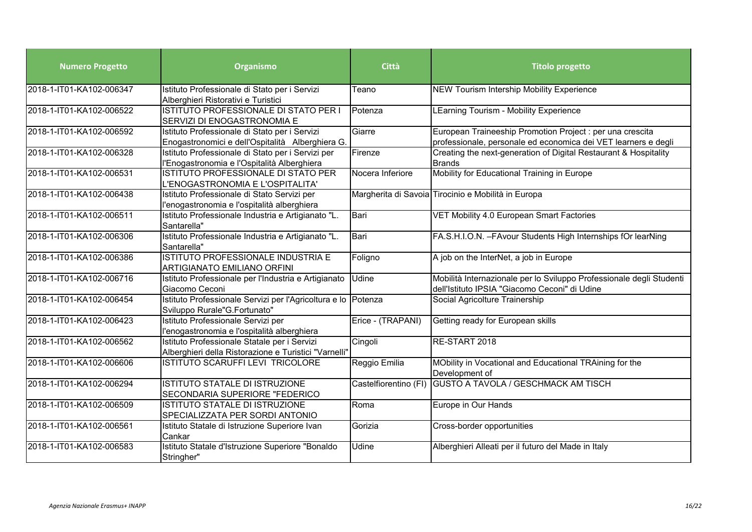| Numero Progetto | Organismo | Città | Titolo progetto |
|---|---|---|---|
| 2018-1-IT01-KA102-006347 | Istituto Professionale di Stato per i Servizi Alberghieri Ristorativi e Turistici | Teano | NEW Tourism Intership Mobility Experience |
| 2018-1-IT01-KA102-006522 | ISTITUTO PROFESSIONALE DI STATO PER I SERVIZI DI ENOGASTRONOMIA E | Potenza | LEarning Tourism - Mobility Experience |
| 2018-1-IT01-KA102-006592 | Istituto Professionale di Stato per i Servizi Enogastronomici e dell'Ospitalità Alberghiera G. | Giarre | European Traineeship Promotion Project : per una crescita professionale, personale ed economica dei VET learners e degli |
| 2018-1-IT01-KA102-006328 | Istituto Professionale di Stato per i Servizi per l'Enogastronomia e l'Ospitalità Alberghiera | Firenze | Creating the next-generation of Digital Restaurant & Hospitality Brands |
| 2018-1-IT01-KA102-006531 | ISTITUTO PROFESSIONALE DI STATO PER L'ENOGASTRONOMIA E L'OSPITALITA' | Nocera Inferiore | Mobility for Educational Training in Europe |
| 2018-1-IT01-KA102-006438 | Istituto Professionale di Stato Servizi per l'enogastronomia e l'ospitalità alberghiera | Margherita di Savoia | Tirocinio e Mobilità in Europa |
| 2018-1-IT01-KA102-006511 | Istituto Professionale Industria e Artigianato "L. Santarella" | Bari | VET Mobility 4.0 European Smart Factories |
| 2018-1-IT01-KA102-006306 | Istituto Professionale Industria e Artigianato "L. Santarella" | Bari | FA.S.H.I.O.N. –FAvour Students High Internships fOr learNing |
| 2018-1-IT01-KA102-006386 | ISTITUTO PROFESSIONALE INDUSTRIA E ARTIGIANATO EMILIANO ORFINI | Foligno | A job on the InterNet, a job in Europe |
| 2018-1-IT01-KA102-006716 | Istituto Professionale per l'Industria e Artigianato Giacomo Ceconi | Udine | Mobilità Internazionale per lo Sviluppo Professionale degli Studenti dell'Istituto IPSIA "Giacomo Ceconi" di Udine |
| 2018-1-IT01-KA102-006454 | Istituto Professionale Servizi per l'Agricoltura e lo Sviluppo Rurale"G.Fortunato" | Potenza | Social Agricolture Trainership |
| 2018-1-IT01-KA102-006423 | Istituto Professionale Servizi per l'enogastronomia e l'ospitalità alberghiera | Erice - (TRAPANI) | Getting ready for European skills |
| 2018-1-IT01-KA102-006562 | Istituto Professionale Statale per i Servizi Alberghieri della Ristorazione e Turistici "Varnelli" | Cingoli | RE-START 2018 |
| 2018-1-IT01-KA102-006606 | ISTITUTO SCARUFFI LEVI TRICOLORE | Reggio Emilia | MObility in Vocational and Educational TRAining for the Development of |
| 2018-1-IT01-KA102-006294 | ISTITUTO STATALE DI ISTRUZIONE SECONDARIA SUPERIORE "FEDERICO | Castelfiorentino (FI) | GUSTO A TAVOLA / GESCHMACK AM TISCH |
| 2018-1-IT01-KA102-006509 | ISTITUTO STATALE DI ISTRUZIONE SPECIALIZZATA PER SORDI ANTONIO | Roma | Europe in Our Hands |
| 2018-1-IT01-KA102-006561 | Istituto Statale di Istruzione Superiore Ivan Cankar | Gorizia | Cross-border opportunities |
| 2018-1-IT01-KA102-006583 | Istituto Statale d'Istruzione Superiore "Bonaldo Stringher" | Udine | Alberghieri Alleati per il futuro del Made in Italy |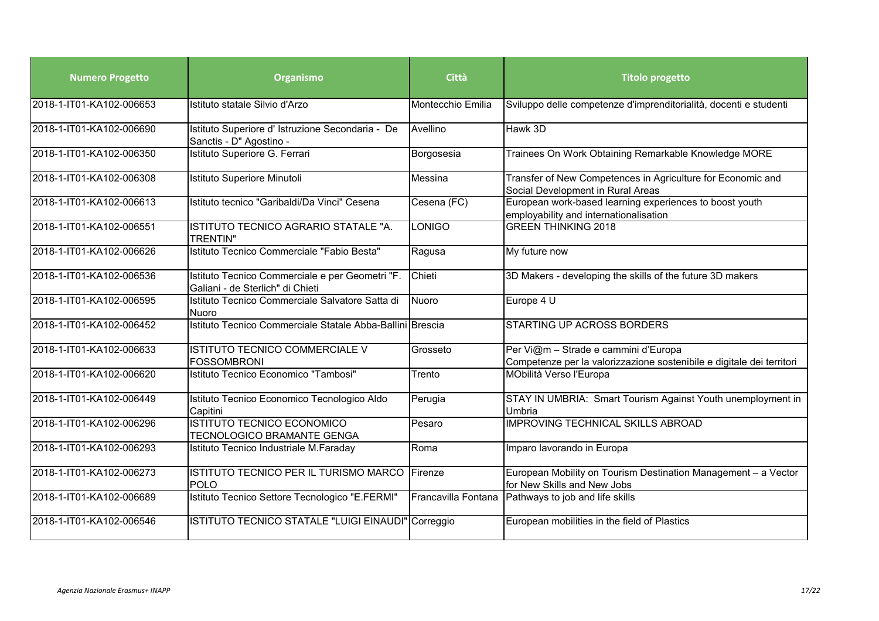| Numero Progetto | Organismo | Città | Titolo progetto |
| --- | --- | --- | --- |
| 2018-1-IT01-KA102-006653 | Istituto statale Silvio d'Arzo | Montecchio Emilia | Sviluppo delle competenze d'imprenditorialità, docenti e studenti |
| 2018-1-IT01-KA102-006690 | Istituto Superiore d' Istruzione Secondaria - De Sanctis - D" Agostino - | Avellino | Hawk 3D |
| 2018-1-IT01-KA102-006350 | Istituto Superiore G. Ferrari | Borgosesia | Trainees On Work Obtaining Remarkable Knowledge MORE |
| 2018-1-IT01-KA102-006308 | Istituto Superiore Minutoli | Messina | Transfer of New Competences in Agriculture for Economic and Social Development in Rural Areas |
| 2018-1-IT01-KA102-006613 | Istituto tecnico "Garibaldi/Da Vinci" Cesena | Cesena (FC) | European work-based learning experiences to boost youth employability and internationalisation |
| 2018-1-IT01-KA102-006551 | ISTITUTO TECNICO AGRARIO STATALE "A. TRENTIN" | LONIGO | GREEN THINKING 2018 |
| 2018-1-IT01-KA102-006626 | Istituto Tecnico Commerciale "Fabio Besta" | Ragusa | My future now |
| 2018-1-IT01-KA102-006536 | Istituto Tecnico Commerciale e per Geometri "F. Galiani - de Sterlich" di Chieti | Chieti | 3D Makers - developing the skills of the future 3D makers |
| 2018-1-IT01-KA102-006595 | Istituto Tecnico Commerciale Salvatore Satta di Nuoro | Nuoro | Europe 4 U |
| 2018-1-IT01-KA102-006452 | Istituto Tecnico Commerciale Statale Abba-Ballini | Brescia | STARTING UP ACROSS BORDERS |
| 2018-1-IT01-KA102-006633 | ISTITUTO TECNICO COMMERCIALE V FOSSOMBRONI | Grosseto | Per Vi@m – Strade e cammini d'Europa Competenze per la valorizzazione sostenibile e digitale dei territori |
| 2018-1-IT01-KA102-006620 | Istituto Tecnico Economico "Tambosi" | Trento | MObilità Verso l'Europa |
| 2018-1-IT01-KA102-006449 | Istituto Tecnico Economico Tecnologico Aldo Capitini | Perugia | STAY IN UMBRIA: Smart Tourism Against Youth unemployment in Umbria |
| 2018-1-IT01-KA102-006296 | ISTITUTO TECNICO ECONOMICO TECNOLOGICO BRAMANTE GENGA | Pesaro | IMPROVING TECHNICAL SKILLS ABROAD |
| 2018-1-IT01-KA102-006293 | Istituto Tecnico Industriale M.Faraday | Roma | Imparo lavorando in Europa |
| 2018-1-IT01-KA102-006273 | ISTITUTO TECNICO PER IL TURISMO MARCO POLO | Firenze | European Mobility on Tourism Destination Management – a Vector for New Skills and New Jobs |
| 2018-1-IT01-KA102-006689 | Istituto Tecnico Settore Tecnologico "E.FERMI" | Francavilla Fontana | Pathways to job and life skills |
| 2018-1-IT01-KA102-006546 | ISTITUTO TECNICO STATALE "LUIGI EINAUDI" | Correggio | European mobilities in the field of Plastics |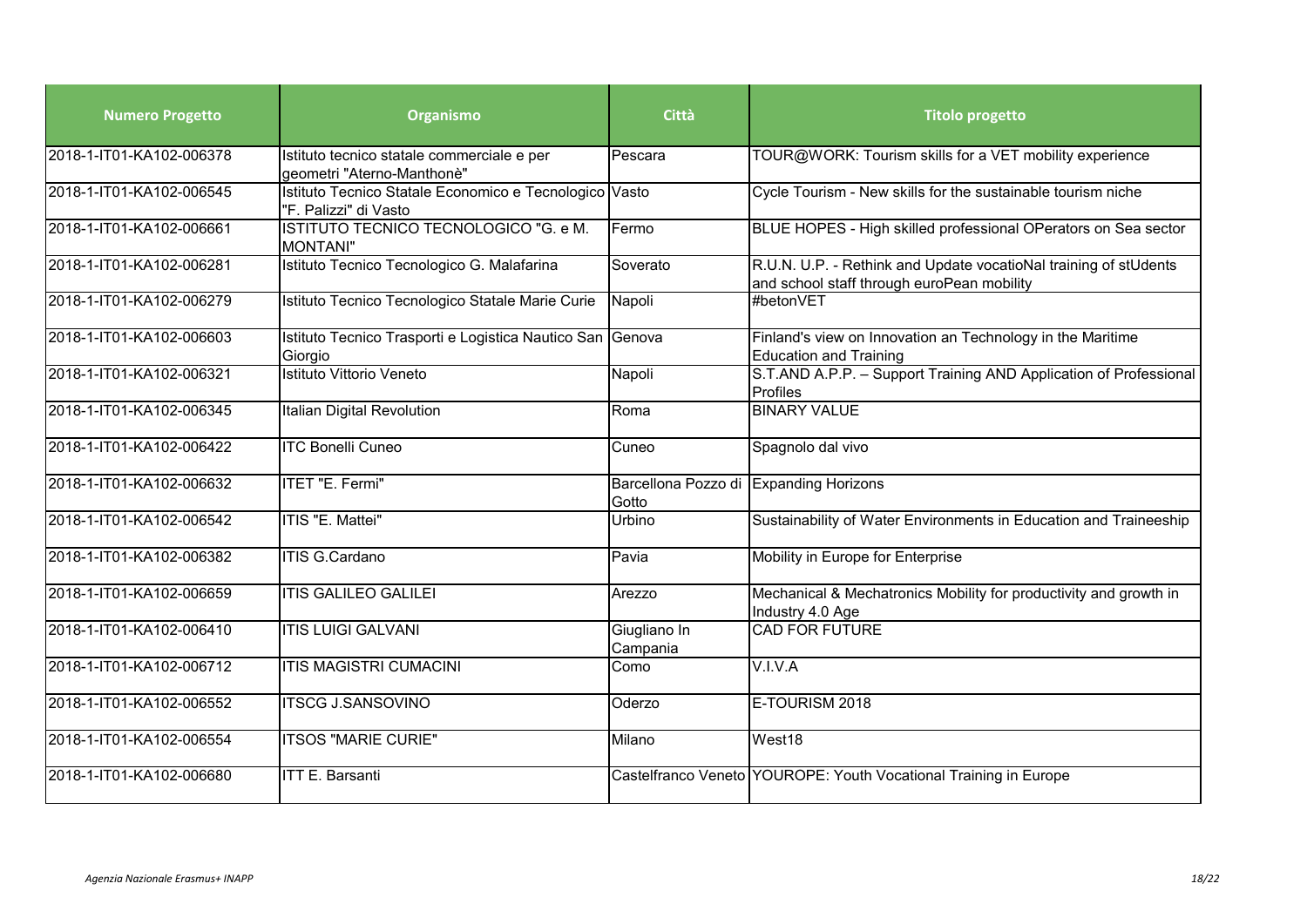| Numero Progetto | Organismo | Città | Titolo progetto |
|---|---|---|---|
| 2018-1-IT01-KA102-006378 | Istituto tecnico statale commerciale e per geometri "Aterno-Manthonè" | Pescara | TOUR@WORK: Tourism skills for a VET mobility experience |
| 2018-1-IT01-KA102-006545 | Istituto Tecnico Statale Economico e Tecnologico "F. Palizzi" di Vasto | Vasto | Cycle Tourism - New skills for the sustainable tourism niche |
| 2018-1-IT01-KA102-006661 | ISTITUTO TECNICO TECNOLOGICO "G. e M. MONTANI" | Fermo | BLUE HOPES - High skilled professional OPerators on Sea sector |
| 2018-1-IT01-KA102-006281 | Istituto Tecnico Tecnologico G. Malafarina | Soverato | R.U.N. U.P. - Rethink and Update vocatioNal training of stUdents and school staff through euroPean mobility |
| 2018-1-IT01-KA102-006279 | Istituto Tecnico Tecnologico Statale Marie Curie | Napoli | #betonVET |
| 2018-1-IT01-KA102-006603 | Istituto Tecnico Trasporti e Logistica Nautico San Giorgio | Genova | Finland's view on Innovation an Technology in the Maritime Education and Training |
| 2018-1-IT01-KA102-006321 | Istituto Vittorio Veneto | Napoli | S.T.AND A.P.P. – Support Training AND Application of Professional Profiles |
| 2018-1-IT01-KA102-006345 | Italian Digital Revolution | Roma | BINARY VALUE |
| 2018-1-IT01-KA102-006422 | ITC Bonelli Cuneo | Cuneo | Spagnolo dal vivo |
| 2018-1-IT01-KA102-006632 | ITET "E. Fermi" | Barcellona Pozzo di Gotto | Expanding Horizons |
| 2018-1-IT01-KA102-006542 | ITIS "E. Mattei" | Urbino | Sustainability of Water Environments in Education and Traineeship |
| 2018-1-IT01-KA102-006382 | ITIS G.Cardano | Pavia | Mobility in Europe for Enterprise |
| 2018-1-IT01-KA102-006659 | ITIS GALILEO GALILEI | Arezzo | Mechanical & Mechatronics Mobility for productivity and growth in Industry 4.0 Age |
| 2018-1-IT01-KA102-006410 | ITIS LUIGI GALVANI | Giugliano In Campania | CAD FOR FUTURE |
| 2018-1-IT01-KA102-006712 | ITIS MAGISTRI CUMACINI | Como | V.I.V.A |
| 2018-1-IT01-KA102-006552 | ITSCG J.SANSOVINO | Oderzo | E-TOURISM 2018 |
| 2018-1-IT01-KA102-006554 | ITSOS "MARIE CURIE" | Milano | West18 |
| 2018-1-IT01-KA102-006680 | ITT E. Barsanti | Castelfranco Veneto | YOUROPE: Youth Vocational Training in Europe |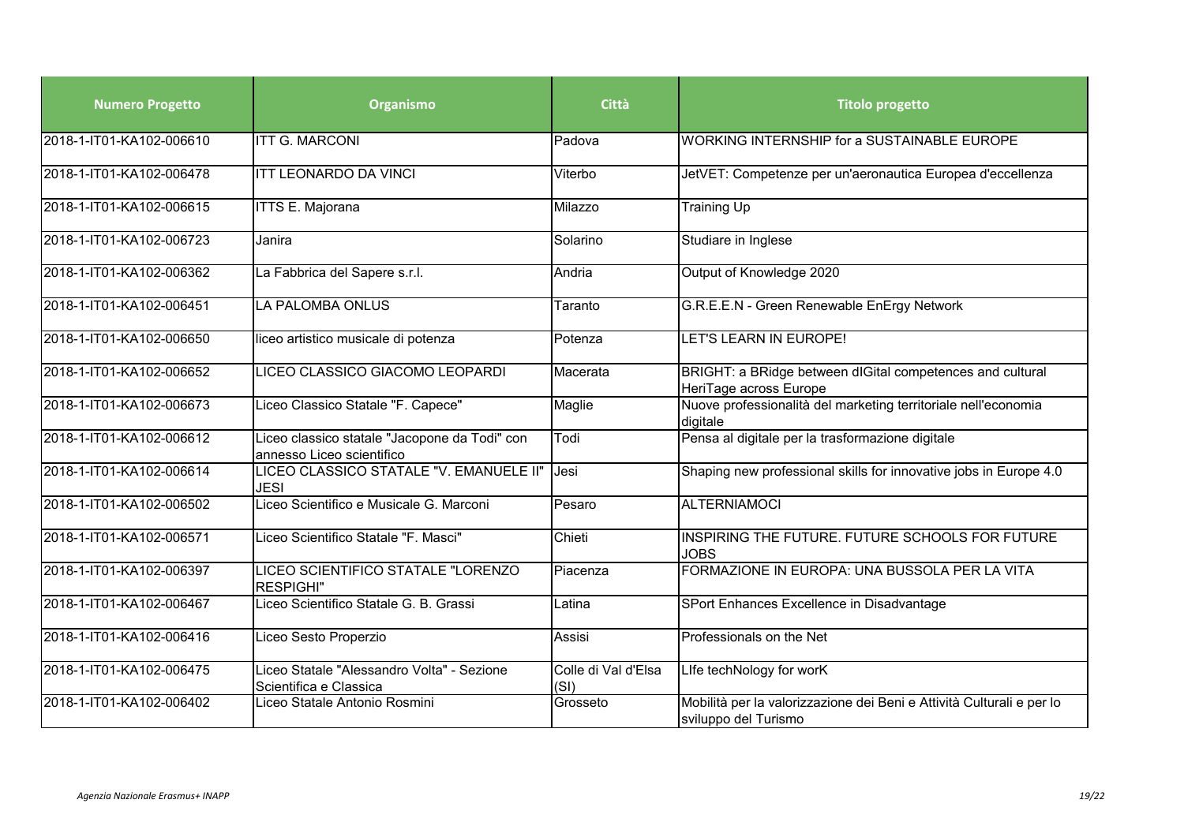| Numero Progetto | Organismo | Città | Titolo progetto |
| --- | --- | --- | --- |
| 2018-1-IT01-KA102-006610 | ITT G. MARCONI | Padova | WORKING INTERNSHIP for a SUSTAINABLE EUROPE |
| 2018-1-IT01-KA102-006478 | ITT LEONARDO DA VINCI | Viterbo | JetVET: Competenze per un'aeronautica Europea d'eccellenza |
| 2018-1-IT01-KA102-006615 | ITTS E. Majorana | Milazzo | Training Up |
| 2018-1-IT01-KA102-006723 | Janira | Solarino | Studiare in Inglese |
| 2018-1-IT01-KA102-006362 | La Fabbrica del Sapere s.r.l. | Andria | Output of Knowledge 2020 |
| 2018-1-IT01-KA102-006451 | LA PALOMBA ONLUS | Taranto | G.R.E.E.N - Green Renewable EnErgy Network |
| 2018-1-IT01-KA102-006650 | liceo artistico musicale di potenza | Potenza | LET'S LEARN IN EUROPE! |
| 2018-1-IT01-KA102-006652 | LICEO CLASSICO GIACOMO LEOPARDI | Macerata | BRIGHT: a BRidge between dIGital competences and cultural HeriTage across Europe |
| 2018-1-IT01-KA102-006673 | Liceo Classico Statale "F. Capece" | Maglie | Nuove professionalità del marketing territoriale nell'economia digitale |
| 2018-1-IT01-KA102-006612 | Liceo classico statale "Jacopone da Todi" con annesso Liceo scientifico | Todi | Pensa al digitale per la trasformazione digitale |
| 2018-1-IT01-KA102-006614 | LICEO CLASSICO STATALE "V. EMANUELE II" JESI | Jesi | Shaping new professional skills for innovative jobs in Europe 4.0 |
| 2018-1-IT01-KA102-006502 | Liceo Scientifico e Musicale G. Marconi | Pesaro | ALTERNIAMOCI |
| 2018-1-IT01-KA102-006571 | Liceo Scientifico Statale "F. Masci" | Chieti | INSPIRING THE FUTURE. FUTURE SCHOOLS FOR FUTURE JOBS |
| 2018-1-IT01-KA102-006397 | LICEO SCIENTIFICO STATALE "LORENZO RESPIGHI" | Piacenza | FORMAZIONE IN EUROPA: UNA BUSSOLA PER LA VITA |
| 2018-1-IT01-KA102-006467 | Liceo Scientifico Statale G. B. Grassi | Latina | SPort Enhances Excellence in Disadvantage |
| 2018-1-IT01-KA102-006416 | Liceo Sesto Properzio | Assisi | Professionals on the Net |
| 2018-1-IT01-KA102-006475 | Liceo Statale "Alessandro Volta" - Sezione Scientifica e Classica | Colle di Val d'Elsa (SI) | LIfe techNology for worK |
| 2018-1-IT01-KA102-006402 | Liceo Statale Antonio Rosmini | Grosseto | Mobilità per la valorizzazione dei Beni e Attività Culturali e per lo sviluppo del Turismo |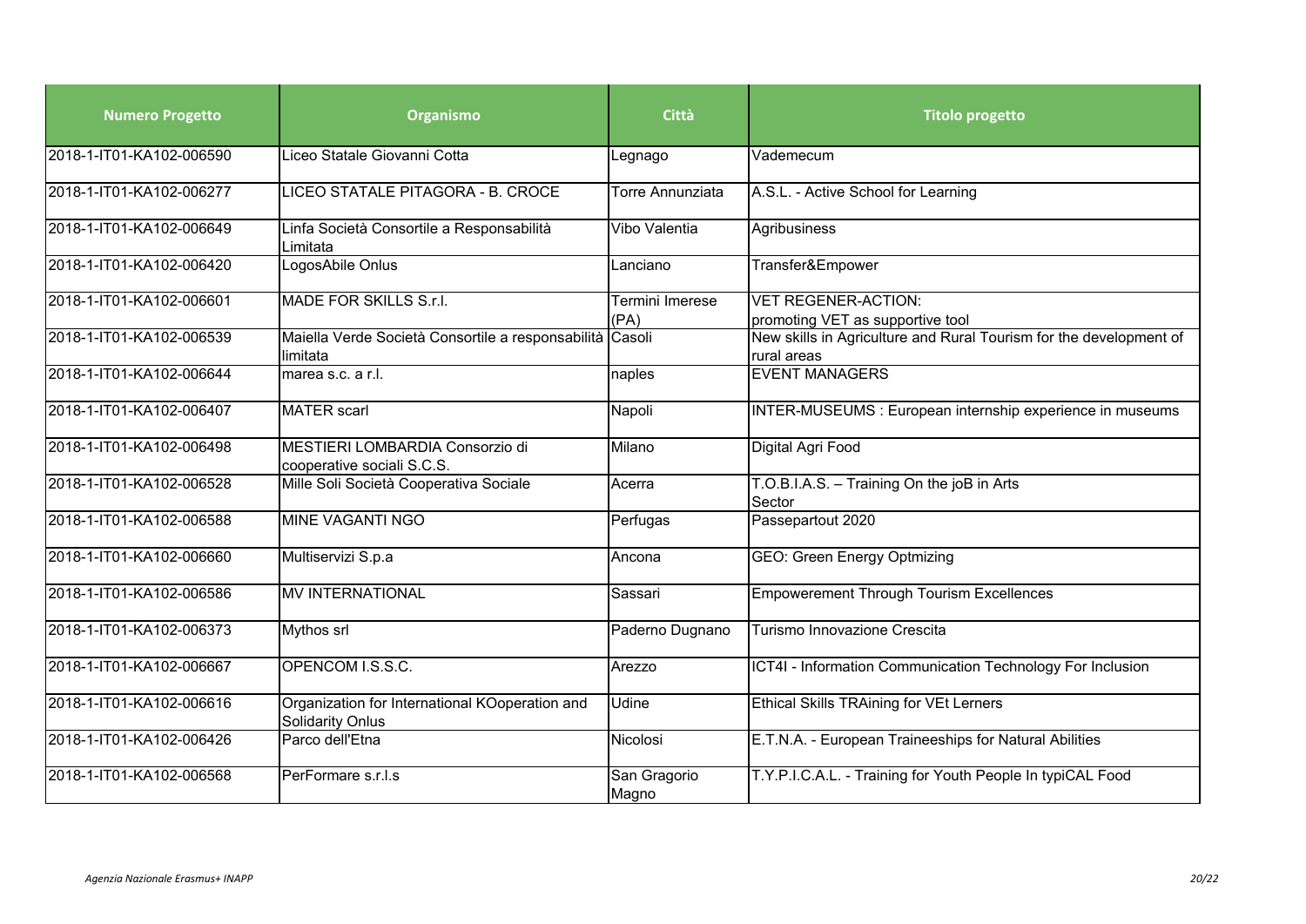| Numero Progetto | Organismo | Città | Titolo progetto |
|---|---|---|---|
| 2018-1-IT01-KA102-006590 | Liceo Statale Giovanni Cotta | Legnago | Vademecum |
| 2018-1-IT01-KA102-006277 | LICEO STATALE PITAGORA - B. CROCE | Torre Annunziata | A.S.L. - Active School for Learning |
| 2018-1-IT01-KA102-006649 | Linfa Società Consortile a Responsabilità Limitata | Vibo Valentia | Agribusiness |
| 2018-1-IT01-KA102-006420 | LogosAbile Onlus | Lanciano | Transfer&Empower |
| 2018-1-IT01-KA102-006601 | MADE FOR SKILLS S.r.l. | Termini Imerese (PA) | VET REGENER-ACTION: promoting VET as supportive tool |
| 2018-1-IT01-KA102-006539 | Maiella Verde Società Consortile a responsabilità limitata | Casoli | New skills in Agriculture and Rural Tourism for the development of rural areas |
| 2018-1-IT01-KA102-006644 | marea s.c. a r.l. | naples | EVENT MANAGERS |
| 2018-1-IT01-KA102-006407 | MATER scarl | Napoli | INTER-MUSEUMS : European internship experience in museums |
| 2018-1-IT01-KA102-006498 | MESTIERI LOMBARDIA Consorzio di cooperative sociali S.C.S. | Milano | Digital Agri Food |
| 2018-1-IT01-KA102-006528 | Mille Soli Società Cooperativa Sociale | Acerra | T.O.B.I.A.S. – Training On the joB in Arts Sector |
| 2018-1-IT01-KA102-006588 | MINE VAGANTI NGO | Perfugas | Passepartout 2020 |
| 2018-1-IT01-KA102-006660 | Multiservizi S.p.a | Ancona | GEO: Green Energy Optmizing |
| 2018-1-IT01-KA102-006586 | MV INTERNATIONAL | Sassari | Empowerement Through Tourism Excellences |
| 2018-1-IT01-KA102-006373 | Mythos srl | Paderno Dugnano | Turismo Innovazione Crescita |
| 2018-1-IT01-KA102-006667 | OPENCOM I.S.S.C. | Arezzo | ICT4I - Information Communication Technology For Inclusion |
| 2018-1-IT01-KA102-006616 | Organization for International KOoperation and Solidarity Onlus | Udine | Ethical Skills TRAining for VEt Lerners |
| 2018-1-IT01-KA102-006426 | Parco dell'Etna | Nicolosi | E.T.N.A. - European Traineeships for Natural Abilities |
| 2018-1-IT01-KA102-006568 | PerFormare s.r.l.s | San Gragorio Magno | T.Y.P.I.C.A.L. - Training for Youth People In typiCAL Food |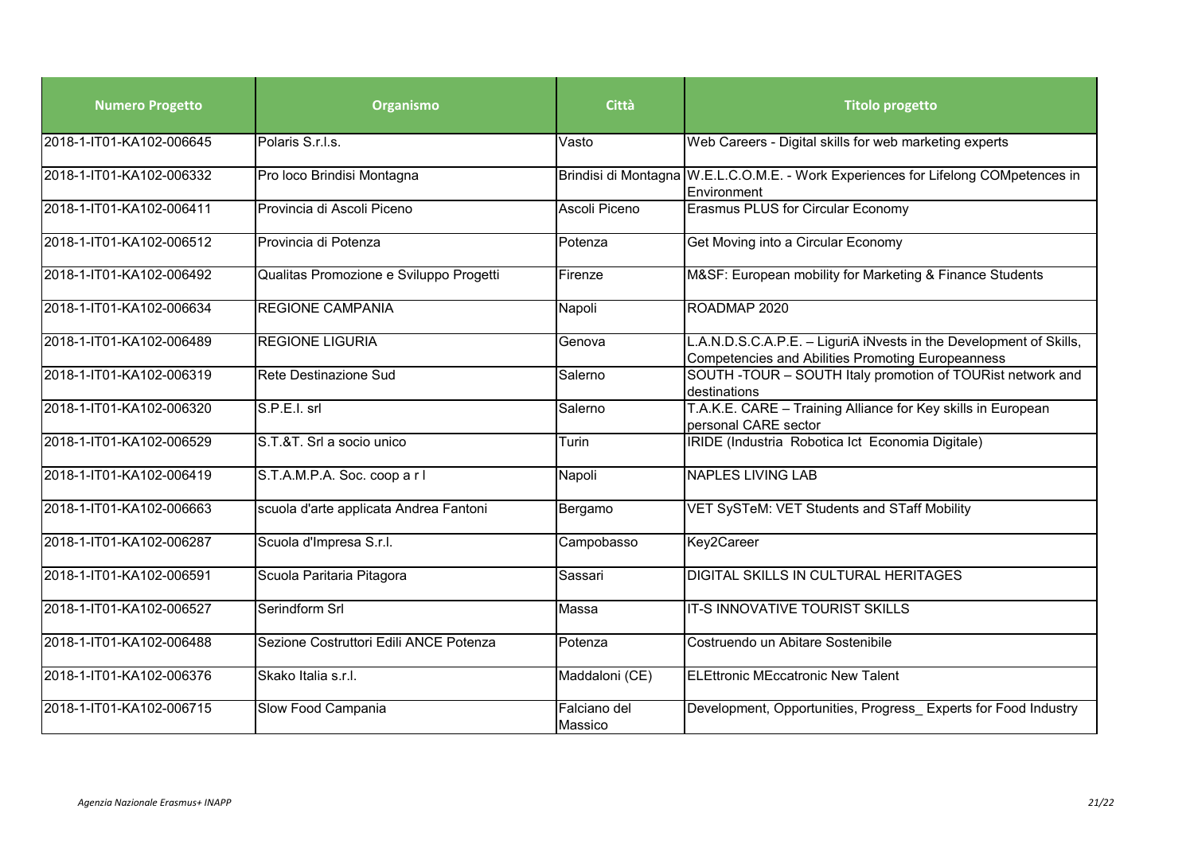| Numero Progetto | Organismo | Città | Titolo progetto |
|---|---|---|---|
| 2018-1-IT01-KA102-006645 | Polaris S.r.l.s. | Vasto | Web Careers - Digital skills for web marketing experts |
| 2018-1-IT01-KA102-006332 | Pro loco Brindisi Montagna | Brindisi di Montagna | W.E.L.C.O.M.E. - Work Experiences for Lifelong COMpetences in Environment |
| 2018-1-IT01-KA102-006411 | Provincia di Ascoli Piceno | Ascoli Piceno | Erasmus PLUS for Circular Economy |
| 2018-1-IT01-KA102-006512 | Provincia di Potenza | Potenza | Get Moving into a Circular Economy |
| 2018-1-IT01-KA102-006492 | Qualitas Promozione e Sviluppo Progetti | Firenze | M&SF: European mobility for Marketing & Finance Students |
| 2018-1-IT01-KA102-006634 | REGIONE CAMPANIA | Napoli | ROADMAP 2020 |
| 2018-1-IT01-KA102-006489 | REGIONE LIGURIA | Genova | L.A.N.D.S.C.A.P.E. – LiguriA iNvests in the Development of Skills, Competencies and Abilities Promoting Europeanness |
| 2018-1-IT01-KA102-006319 | Rete Destinazione Sud | Salerno | SOUTH -TOUR – SOUTH Italy promotion of TOURist network and destinations |
| 2018-1-IT01-KA102-006320 | S.P.E.I. srl | Salerno | T.A.K.E. CARE – Training Alliance for Key skills in European personal CARE sector |
| 2018-1-IT01-KA102-006529 | S.T.&T. Srl a socio unico | Turin | IRIDE (Industria Robotica Ict Economia Digitale) |
| 2018-1-IT01-KA102-006419 | S.T.A.M.P.A. Soc. coop a r l | Napoli | NAPLES LIVING LAB |
| 2018-1-IT01-KA102-006663 | scuola d'arte applicata Andrea Fantoni | Bergamo | VET SySTeM: VET Students and STaff Mobility |
| 2018-1-IT01-KA102-006287 | Scuola d'Impresa S.r.l. | Campobasso | Key2Career |
| 2018-1-IT01-KA102-006591 | Scuola Paritaria Pitagora | Sassari | DIGITAL SKILLS IN CULTURAL HERITAGES |
| 2018-1-IT01-KA102-006527 | Serindform Srl | Massa | IT-S INNOVATIVE TOURIST SKILLS |
| 2018-1-IT01-KA102-006488 | Sezione Costruttori Edili ANCE Potenza | Potenza | Costruendo un Abitare Sostenibile |
| 2018-1-IT01-KA102-006376 | Skako Italia s.r.l. | Maddaloni (CE) | ELEttronic MEccatronic New Talent |
| 2018-1-IT01-KA102-006715 | Slow Food Campania | Falciano del Massico | Development, Opportunities, Progress_ Experts for Food Industry |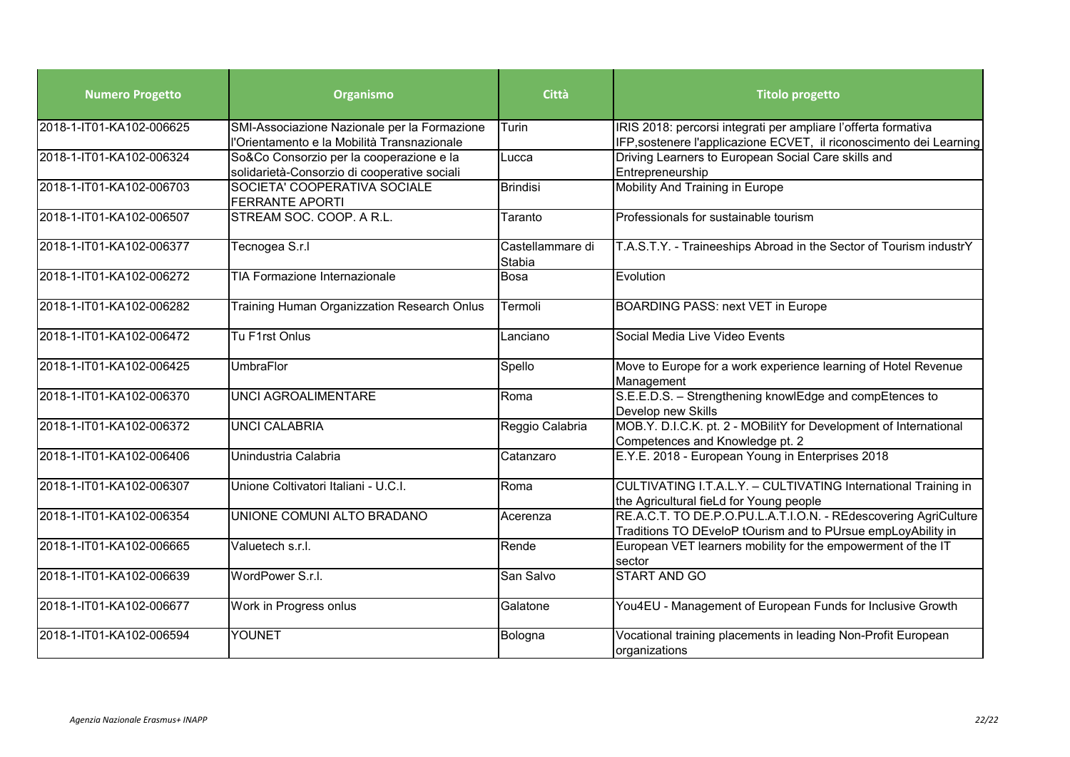| Numero Progetto | Organismo | Città | Titolo progetto |
|---|---|---|---|
| 2018-1-IT01-KA102-006625 | SMI-Associazione Nazionale per la Formazione l'Orientamento e la Mobilità Transnazionale | Turin | IRIS 2018: percorsi integrati per ampliare l'offerta formativa IFP,sostenere l'applicazione ECVET, il riconoscimento dei Learning |
| 2018-1-IT01-KA102-006324 | So&Co Consorzio per la cooperazione e la solidarietà-Consorzio di cooperative sociali | Lucca | Driving Learners to European Social Care skills and Entrepreneurship |
| 2018-1-IT01-KA102-006703 | SOCIETA' COOPERATIVA SOCIALE FERRANTE APORTI | Brindisi | Mobility And Training in Europe |
| 2018-1-IT01-KA102-006507 | STREAM SOC. COOP. A R.L. | Taranto | Professionals for sustainable tourism |
| 2018-1-IT01-KA102-006377 | Tecnogea S.r.l | Castellammare di Stabia | T.A.S.T.Y. - Traineeships Abroad in the Sector of Tourism industrY |
| 2018-1-IT01-KA102-006272 | TIA Formazione Internazionale | Bosa | Evolution |
| 2018-1-IT01-KA102-006282 | Training Human Organizzation Research Onlus | Termoli | BOARDING PASS: next VET in Europe |
| 2018-1-IT01-KA102-006472 | Tu F1rst Onlus | Lanciano | Social Media Live Video Events |
| 2018-1-IT01-KA102-006425 | UmbraFlor | Spello | Move to Europe for a work experience learning of Hotel Revenue Management |
| 2018-1-IT01-KA102-006370 | UNCI AGROALIMENTARE | Roma | S.E.E.D.S. – Strengthening knowlEdge and compEtences to Develop new Skills |
| 2018-1-IT01-KA102-006372 | UNCI CALABRIA | Reggio Calabria | MOB.Y. D.I.C.K. pt. 2 - MOBilitY for Development of International Competences and Knowledge pt. 2 |
| 2018-1-IT01-KA102-006406 | Unindustria Calabria | Catanzaro | E.Y.E. 2018 - European Young in Enterprises 2018 |
| 2018-1-IT01-KA102-006307 | Unione Coltivatori Italiani - U.C.I. | Roma | CULTIVATING I.T.A.L.Y. – CULTIVATING International Training in the Agricultural fieLd for Young people |
| 2018-1-IT01-KA102-006354 | UNIONE COMUNI ALTO BRADANO | Acerenza | RE.A.C.T. TO DE.P.O.PU.L.A.T.I.O.N. - REdescovering AgriCulture Traditions TO DEveloP tOurism and to PUrsue empLoyAbility in |
| 2018-1-IT01-KA102-006665 | Valuetech s.r.l. | Rende | European VET learners mobility for the empowerment of the IT sector |
| 2018-1-IT01-KA102-006639 | WordPower S.r.l. | San Salvo | START AND GO |
| 2018-1-IT01-KA102-006677 | Work in Progress onlus | Galatone | You4EU - Management of European Funds for Inclusive Growth |
| 2018-1-IT01-KA102-006594 | YOUNET | Bologna | Vocational training placements in leading Non-Profit European organizations |